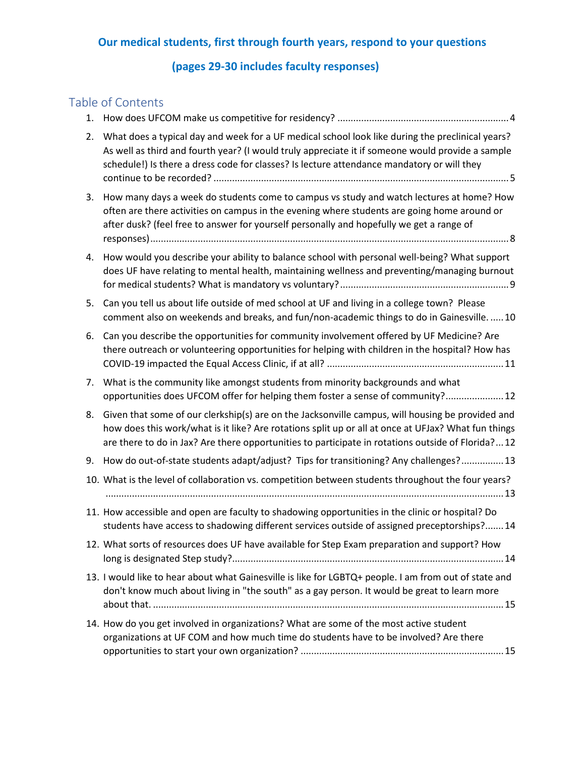**Our medical students, first through fourth years, respond to your questions**

**(pages 29-30 includes faculty responses)**

## Table of Contents

1. How does UFCOM make us competitive for residency? ........................................................... 4
2. What does a typical day and week for a UF medical school look like during the preclinical years? As well as third and fourth year? (I would truly appreciate it if someone would provide a sample schedule!) Is there a dress code for classes? Is lecture attendance mandatory or will they continue to be recorded? ........................................................... 5
3. How many days a week do students come to campus vs study and watch lectures at home? How often are there activities on campus in the evening where students are going home around or after dusk? (feel free to answer for yourself personally and hopefully we get a range of responses) ........................................................... 8
4. How would you describe your ability to balance school with personal well-being? What support does UF have relating to mental health, maintaining wellness and preventing/managing burnout for medical students? What is mandatory vs voluntary? ........................................................... 9
5. Can you tell us about life outside of med school at UF and living in a college town? Please comment also on weekends and breaks, and fun/non-academic things to do in Gainesville. ..... 10
6. Can you describe the opportunities for community involvement offered by UF Medicine? Are there outreach or volunteering opportunities for helping with children in the hospital? How has COVID-19 impacted the Equal Access Clinic, if at all? ........................................................... 11
7. What is the community like amongst students from minority backgrounds and what opportunities does UFCOM offer for helping them foster a sense of community? .................... 12
8. Given that some of our clerkship(s) are on the Jacksonville campus, will housing be provided and how does this work/what is it like? Are rotations split up or all at once at UFJax? What fun things are there to do in Jax? Are there opportunities to participate in rotations outside of Florida? ... 12
9. How do out-of-state students adapt/adjust? Tips for transitioning? Any challenges? ................ 13
10. What is the level of collaboration vs. competition between students throughout the four years? ........................................................... 13
11. How accessible and open are faculty to shadowing opportunities in the clinic or hospital? Do students have access to shadowing different services outside of assigned preceptorships? ....... 14
12. What sorts of resources does UF have available for Step Exam preparation and support? How long is designated Step study? ........................................................... 14
13. I would like to hear about what Gainesville is like for LGBTQ+ people. I am from out of state and don't know much about living in "the south" as a gay person. It would be great to learn more about that. ........................................................... 15
14. How do you get involved in organizations? What are some of the most active student organizations at UF COM and how much time do students have to be involved? Are there opportunities to start your own organization? ........................................................... 15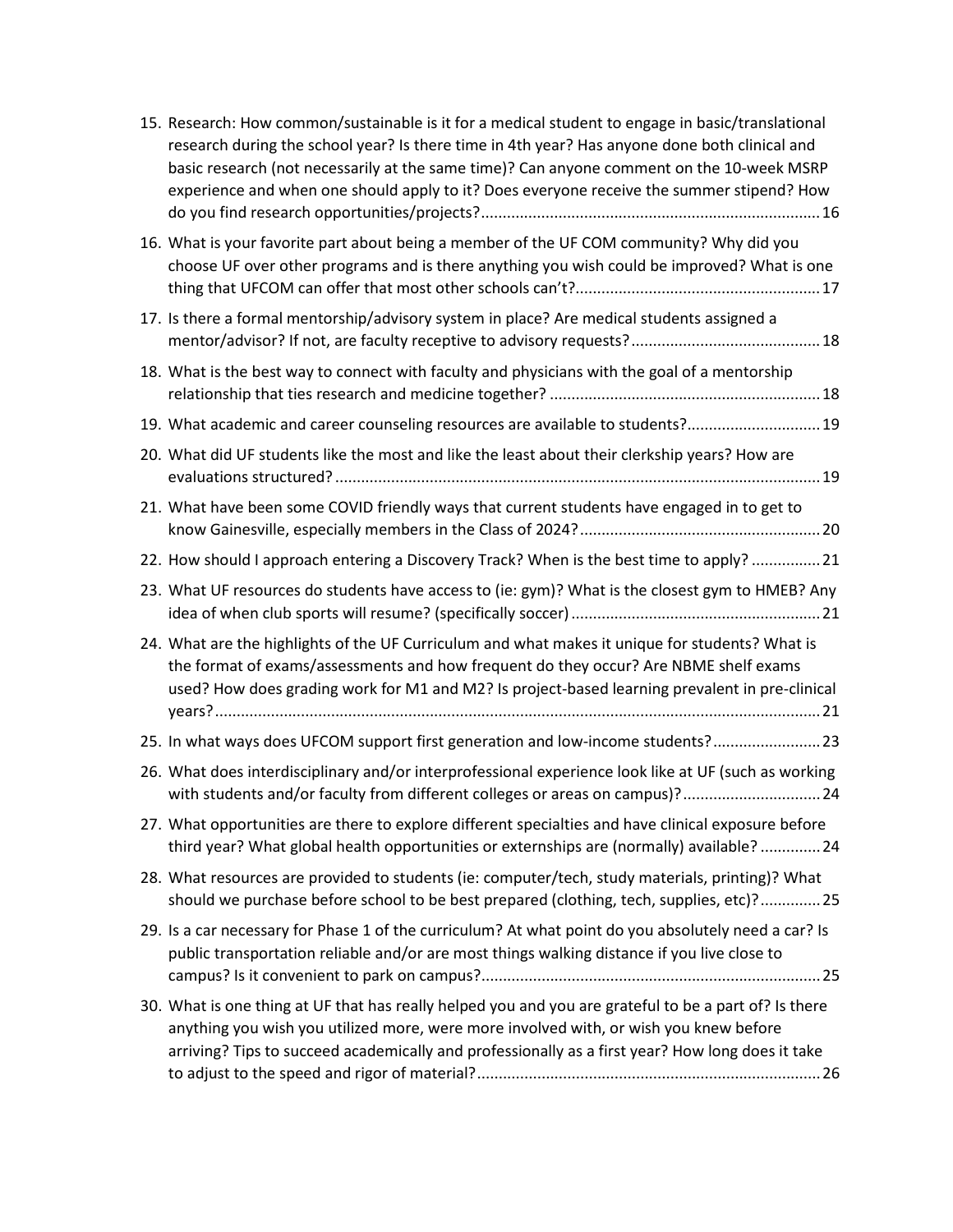15. Research: How common/sustainable is it for a medical student to engage in basic/translational research during the school year? Is there time in 4th year? Has anyone done both clinical and basic research (not necessarily at the same time)? Can anyone comment on the 10-week MSRP experience and when one should apply to it? Does everyone receive the summer stipend? How do you find research opportunities/projects? ..... 16
16. What is your favorite part about being a member of the UF COM community? Why did you choose UF over other programs and is there anything you wish could be improved? What is one thing that UFCOM can offer that most other schools can't? ..... 17
17. Is there a formal mentorship/advisory system in place? Are medical students assigned a mentor/advisor? If not, are faculty receptive to advisory requests? ..... 18
18. What is the best way to connect with faculty and physicians with the goal of a mentorship relationship that ties research and medicine together? ..... 18
19. What academic and career counseling resources are available to students? ..... 19
20. What did UF students like the most and like the least about their clerkship years? How are evaluations structured? ..... 19
21. What have been some COVID friendly ways that current students have engaged in to get to know Gainesville, especially members in the Class of 2024? ..... 20
22. How should I approach entering a Discovery Track? When is the best time to apply? ..... 21
23. What UF resources do students have access to (ie: gym)? What is the closest gym to HMEB? Any idea of when club sports will resume? (specifically soccer) ..... 21
24. What are the highlights of the UF Curriculum and what makes it unique for students? What is the format of exams/assessments and how frequent do they occur? Are NBME shelf exams used? How does grading work for M1 and M2? Is project-based learning prevalent in pre-clinical years? ..... 21
25. In what ways does UFCOM support first generation and low-income students? ..... 23
26. What does interdisciplinary and/or interprofessional experience look like at UF (such as working with students and/or faculty from different colleges or areas on campus)? ..... 24
27. What opportunities are there to explore different specialties and have clinical exposure before third year? What global health opportunities or externships are (normally) available? ..... 24
28. What resources are provided to students (ie: computer/tech, study materials, printing)? What should we purchase before school to be best prepared (clothing, tech, supplies, etc)? ..... 25
29. Is a car necessary for Phase 1 of the curriculum? At what point do you absolutely need a car? Is public transportation reliable and/or are most things walking distance if you live close to campus? Is it convenient to park on campus? ..... 25
30. What is one thing at UF that has really helped you and you are grateful to be a part of? Is there anything you wish you utilized more, were more involved with, or wish you knew before arriving? Tips to succeed academically and professionally as a first year? How long does it take to adjust to the speed and rigor of material? ..... 26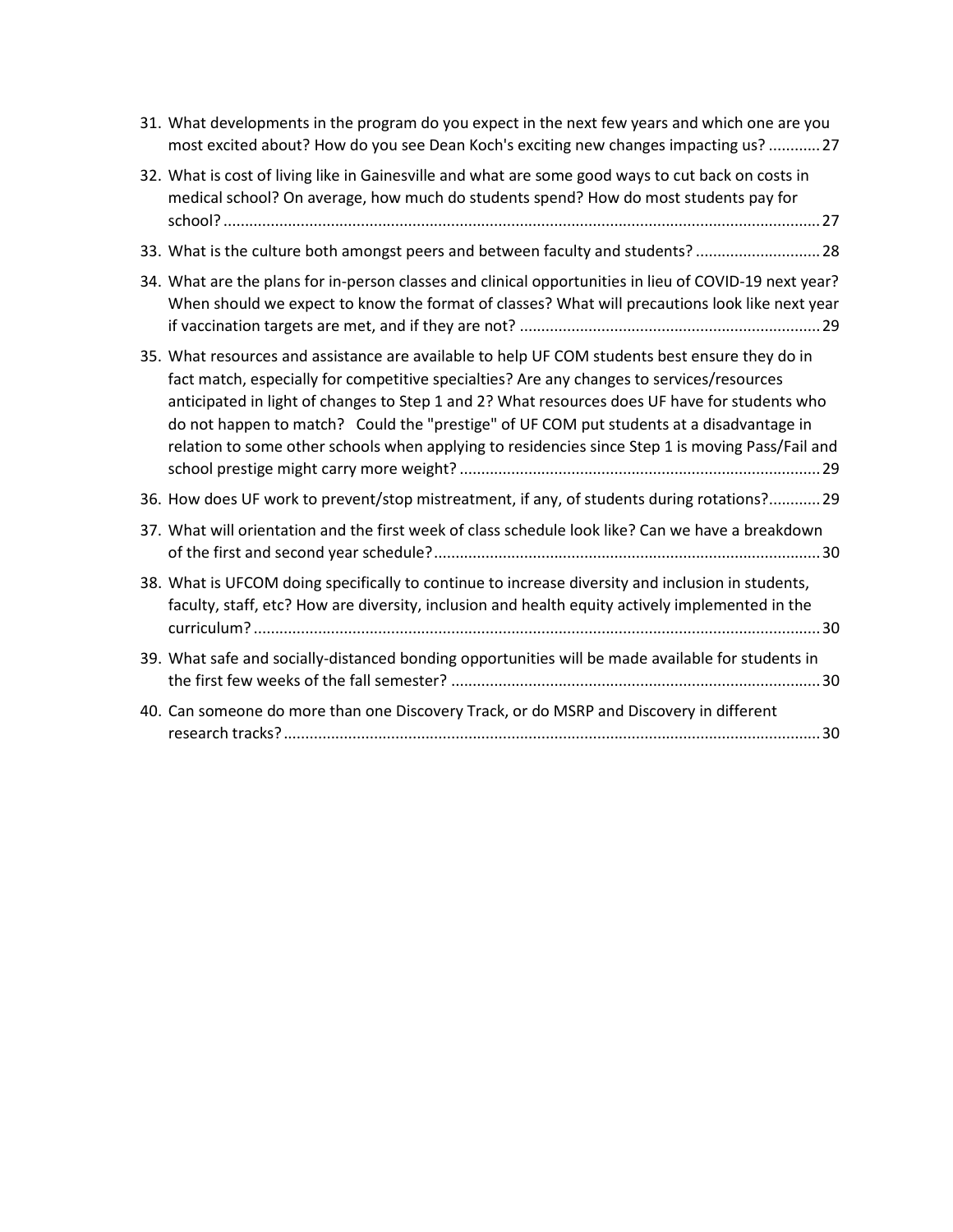31. What developments in the program do you expect in the next few years and which one are you most excited about? How do you see Dean Koch's exciting new changes impacting us? ............ 27
32. What is cost of living like in Gainesville and what are some good ways to cut back on costs in medical school? On average, how much do students spend? How do most students pay for school? ........................................................................................................................................ 27
33. What is the culture both amongst peers and between faculty and students? ............................ 28
34. What are the plans for in-person classes and clinical opportunities in lieu of COVID-19 next year? When should we expect to know the format of classes? What will precautions look like next year if vaccination targets are met, and if they are not? ..................................................................... 29
35. What resources and assistance are available to help UF COM students best ensure they do in fact match, especially for competitive specialties? Are any changes to services/resources anticipated in light of changes to Step 1 and 2? What resources does UF have for students who do not happen to match? Could the "prestige" of UF COM put students at a disadvantage in relation to some other schools when applying to residencies since Step 1 is moving Pass/Fail and school prestige might carry more weight? .................................................................................. 29
36. How does UF work to prevent/stop mistreatment, if any, of students during rotations? ............ 29
37. What will orientation and the first week of class schedule look like? Can we have a breakdown of the first and second year schedule? ......................................................................................... 30
38. What is UFCOM doing specifically to continue to increase diversity and inclusion in students, faculty, staff, etc? How are diversity, inclusion and health equity actively implemented in the curriculum? ................................................................................................................................. 30
39. What safe and socially-distanced bonding opportunities will be made available for students in the first few weeks of the fall semester? ..................................................................................... 30
40. Can someone do more than one Discovery Track, or do MSRP and Discovery in different research tracks? ........................................................................................................................... 30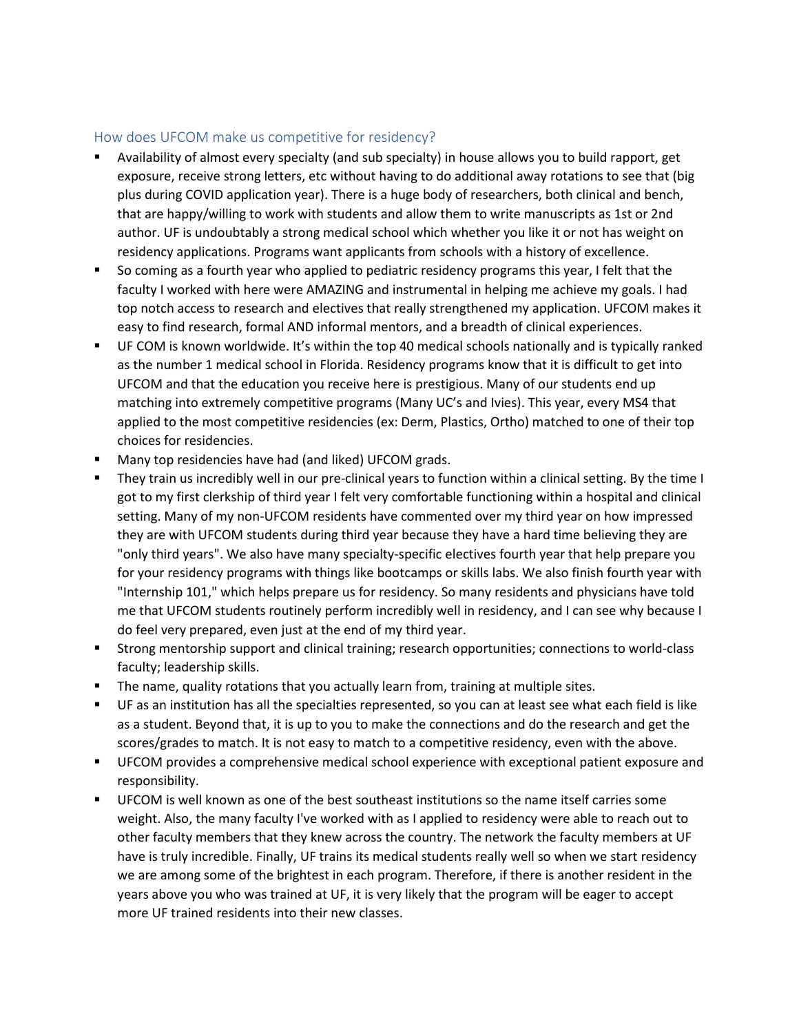## How does UFCOM make us competitive for residency?

- Availability of almost every specialty (and sub specialty) in house allows you to build rapport, get exposure, receive strong letters, etc without having to do additional away rotations to see that (big plus during COVID application year). There is a huge body of researchers, both clinical and bench, that are happy/willing to work with students and allow them to write manuscripts as 1st or 2nd author. UF is undoubtably a strong medical school which whether you like it or not has weight on residency applications. Programs want applicants from schools with a history of excellence.
- So coming as a fourth year who applied to pediatric residency programs this year, I felt that the faculty I worked with here were AMAZING and instrumental in helping me achieve my goals. I had top notch access to research and electives that really strengthened my application. UFCOM makes it easy to find research, formal AND informal mentors, and a breadth of clinical experiences.
- UF COM is known worldwide. It's within the top 40 medical schools nationally and is typically ranked as the number 1 medical school in Florida. Residency programs know that it is difficult to get into UFCOM and that the education you receive here is prestigious. Many of our students end up matching into extremely competitive programs (Many UC's and Ivies). This year, every MS4 that applied to the most competitive residencies (ex: Derm, Plastics, Ortho) matched to one of their top choices for residencies.
- Many top residencies have had (and liked) UFCOM grads.
- They train us incredibly well in our pre-clinical years to function within a clinical setting. By the time I got to my first clerkship of third year I felt very comfortable functioning within a hospital and clinical setting. Many of my non-UFCOM residents have commented over my third year on how impressed they are with UFCOM students during third year because they have a hard time believing they are "only third years". We also have many specialty-specific electives fourth year that help prepare you for your residency programs with things like bootcamps or skills labs. We also finish fourth year with "Internship 101," which helps prepare us for residency. So many residents and physicians have told me that UFCOM students routinely perform incredibly well in residency, and I can see why because I do feel very prepared, even just at the end of my third year.
- Strong mentorship support and clinical training; research opportunities; connections to world-class faculty; leadership skills.
- The name, quality rotations that you actually learn from, training at multiple sites.
- UF as an institution has all the specialties represented, so you can at least see what each field is like as a student. Beyond that, it is up to you to make the connections and do the research and get the scores/grades to match. It is not easy to match to a competitive residency, even with the above.
- UFCOM provides a comprehensive medical school experience with exceptional patient exposure and responsibility.
- UFCOM is well known as one of the best southeast institutions so the name itself carries some weight. Also, the many faculty I've worked with as I applied to residency were able to reach out to other faculty members that they knew across the country. The network the faculty members at UF have is truly incredible. Finally, UF trains its medical students really well so when we start residency we are among some of the brightest in each program. Therefore, if there is another resident in the years above you who was trained at UF, it is very likely that the program will be eager to accept more UF trained residents into their new classes.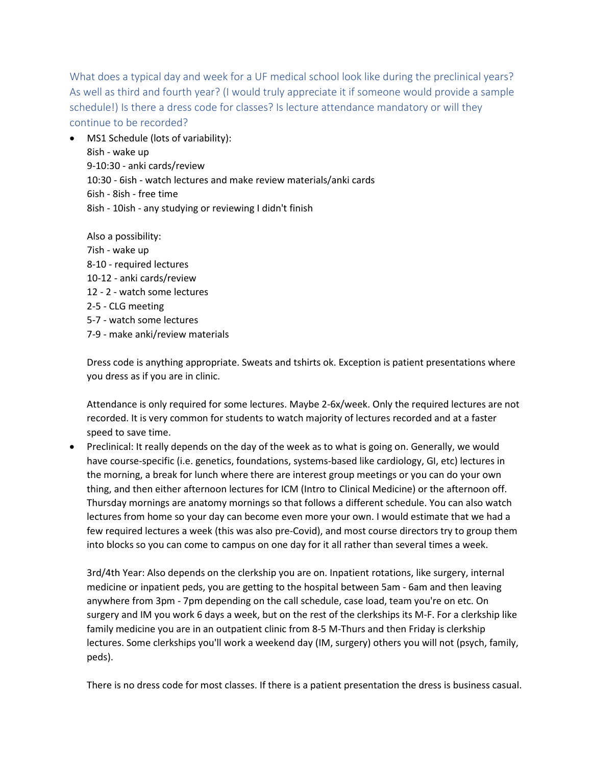What does a typical day and week for a UF medical school look like during the preclinical years? As well as third and fourth year? (I would truly appreciate it if someone would provide a sample schedule!) Is there a dress code for classes? Is lecture attendance mandatory or will they continue to be recorded?

- MS1 Schedule (lots of variability):
  8ish - wake up
  9-10:30 - anki cards/review
  10:30 - 6ish - watch lectures and make review materials/anki cards
  6ish - 8ish - free time
  8ish - 10ish - any studying or reviewing I didn't finish

  Also a possibility:
  7ish - wake up
  8-10 - required lectures
  10-12 - anki cards/review
  12 - 2 - watch some lectures
  2-5 - CLG meeting
  5-7 - watch some lectures
  7-9 - make anki/review materials

  Dress code is anything appropriate. Sweats and tshirts ok. Exception is patient presentations where you dress as if you are in clinic.

  Attendance is only required for some lectures. Maybe 2-6x/week. Only the required lectures are not recorded. It is very common for students to watch majority of lectures recorded and at a faster speed to save time.

- Preclinical: It really depends on the day of the week as to what is going on. Generally, we would have course-specific (i.e. genetics, foundations, systems-based like cardiology, GI, etc) lectures in the morning, a break for lunch where there are interest group meetings or you can do your own thing, and then either afternoon lectures for ICM (Intro to Clinical Medicine) or the afternoon off. Thursday mornings are anatomy mornings so that follows a different schedule. You can also watch lectures from home so your day can become even more your own. I would estimate that we had a few required lectures a week (this was also pre-Covid), and most course directors try to group them into blocks so you can come to campus on one day for it all rather than several times a week.

  3rd/4th Year: Also depends on the clerkship you are on. Inpatient rotations, like surgery, internal medicine or inpatient peds, you are getting to the hospital between 5am - 6am and then leaving anywhere from 3pm - 7pm depending on the call schedule, case load, team you're on etc. On surgery and IM you work 6 days a week, but on the rest of the clerkships its M-F. For a clerkship like family medicine you are in an outpatient clinic from 8-5 M-Thurs and then Friday is clerkship lectures. Some clerkships you'll work a weekend day (IM, surgery) others you will not (psych, family, peds).

  There is no dress code for most classes. If there is a patient presentation the dress is business casual.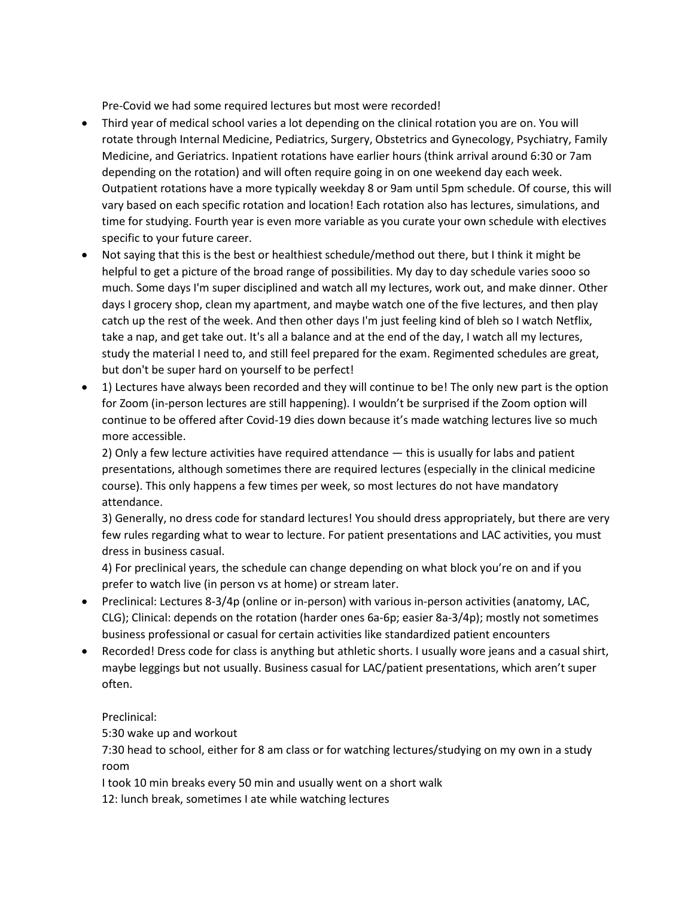Pre-Covid we had some required lectures but most were recorded!

- Third year of medical school varies a lot depending on the clinical rotation you are on. You will rotate through Internal Medicine, Pediatrics, Surgery, Obstetrics and Gynecology, Psychiatry, Family Medicine, and Geriatrics. Inpatient rotations have earlier hours (think arrival around 6:30 or 7am depending on the rotation) and will often require going in on one weekend day each week. Outpatient rotations have a more typically weekday 8 or 9am until 5pm schedule. Of course, this will vary based on each specific rotation and location! Each rotation also has lectures, simulations, and time for studying. Fourth year is even more variable as you curate your own schedule with electives specific to your future career.
- Not saying that this is the best or healthiest schedule/method out there, but I think it might be helpful to get a picture of the broad range of possibilities. My day to day schedule varies sooo so much. Some days I'm super disciplined and watch all my lectures, work out, and make dinner. Other days I grocery shop, clean my apartment, and maybe watch one of the five lectures, and then play catch up the rest of the week. And then other days I'm just feeling kind of bleh so I watch Netflix, take a nap, and get take out. It's all a balance and at the end of the day, I watch all my lectures, study the material I need to, and still feel prepared for the exam. Regimented schedules are great, but don't be super hard on yourself to be perfect!
- 1) Lectures have always been recorded and they will continue to be! The only new part is the option for Zoom (in-person lectures are still happening). I wouldn't be surprised if the Zoom option will continue to be offered after Covid-19 dies down because it's made watching lectures live so much more accessible.

  2) Only a few lecture activities have required attendance — this is usually for labs and patient presentations, although sometimes there are required lectures (especially in the clinical medicine course). This only happens a few times per week, so most lectures do not have mandatory attendance.

  3) Generally, no dress code for standard lectures! You should dress appropriately, but there are very few rules regarding what to wear to lecture. For patient presentations and LAC activities, you must dress in business casual.

  4) For preclinical years, the schedule can change depending on what block you're on and if you prefer to watch live (in person vs at home) or stream later.
- Preclinical: Lectures 8-3/4p (online or in-person) with various in-person activities (anatomy, LAC, CLG); Clinical: depends on the rotation (harder ones 6a-6p; easier 8a-3/4p); mostly not sometimes business professional or casual for certain activities like standardized patient encounters
- Recorded! Dress code for class is anything but athletic shorts. I usually wore jeans and a casual shirt, maybe leggings but not usually. Business casual for LAC/patient presentations, which aren't super often.

  Preclinical:  
  5:30 wake up and workout  
  7:30 head to school, either for 8 am class or for watching lectures/studying on my own in a study room  
  I took 10 min breaks every 50 min and usually went on a short walk  
  12: lunch break, sometimes I ate while watching lectures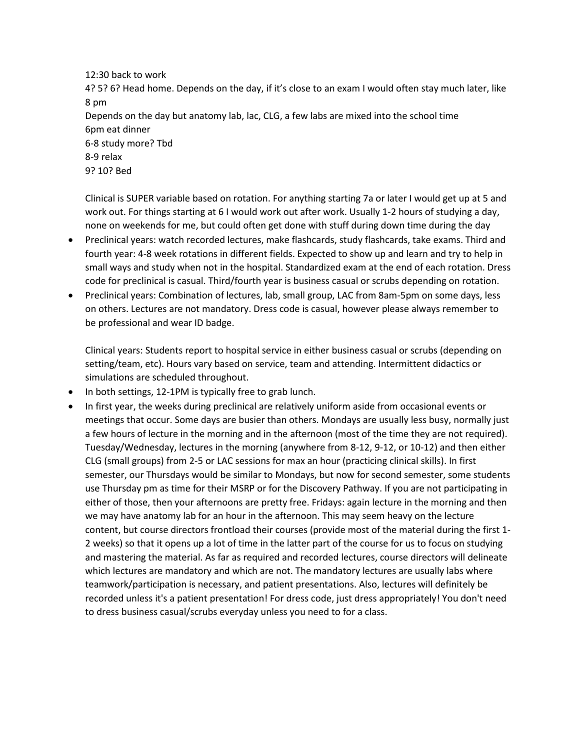12:30 back to work
4? 5? 6? Head home. Depends on the day, if it's close to an exam I would often stay much later, like 8 pm
Depends on the day but anatomy lab, lac, CLG, a few labs are mixed into the school time
6pm eat dinner
6-8 study more? Tbd
8-9 relax
9? 10? Bed

Clinical is SUPER variable based on rotation. For anything starting 7a or later I would get up at 5 and work out. For things starting at 6 I would work out after work. Usually 1-2 hours of studying a day, none on weekends for me, but could often get done with stuff during down time during the day

- Preclinical years: watch recorded lectures, make flashcards, study flashcards, take exams. Third and fourth year: 4-8 week rotations in different fields. Expected to show up and learn and try to help in small ways and study when not in the hospital. Standardized exam at the end of each rotation. Dress code for preclinical is casual. Third/fourth year is business casual or scrubs depending on rotation.
- Preclinical years: Combination of lectures, lab, small group, LAC from 8am-5pm on some days, less on others. Lectures are not mandatory. Dress code is casual, however please always remember to be professional and wear ID badge.

  Clinical years: Students report to hospital service in either business casual or scrubs (depending on setting/team, etc). Hours vary based on service, team and attending. Intermittent didactics or simulations are scheduled throughout.
- In both settings, 12-1PM is typically free to grab lunch.
- In first year, the weeks during preclinical are relatively uniform aside from occasional events or meetings that occur. Some days are busier than others. Mondays are usually less busy, normally just a few hours of lecture in the morning and in the afternoon (most of the time they are not required). Tuesday/Wednesday, lectures in the morning (anywhere from 8-12, 9-12, or 10-12) and then either CLG (small groups) from 2-5 or LAC sessions for max an hour (practicing clinical skills). In first semester, our Thursdays would be similar to Mondays, but now for second semester, some students use Thursday pm as time for their MSRP or for the Discovery Pathway. If you are not participating in either of those, then your afternoons are pretty free. Fridays: again lecture in the morning and then we may have anatomy lab for an hour in the afternoon. This may seem heavy on the lecture content, but course directors frontload their courses (provide most of the material during the first 1-2 weeks) so that it opens up a lot of time in the latter part of the course for us to focus on studying and mastering the material. As far as required and recorded lectures, course directors will delineate which lectures are mandatory and which are not. The mandatory lectures are usually labs where teamwork/participation is necessary, and patient presentations. Also, lectures will definitely be recorded unless it's a patient presentation! For dress code, just dress appropriately! You don't need to dress business casual/scrubs everyday unless you need to for a class.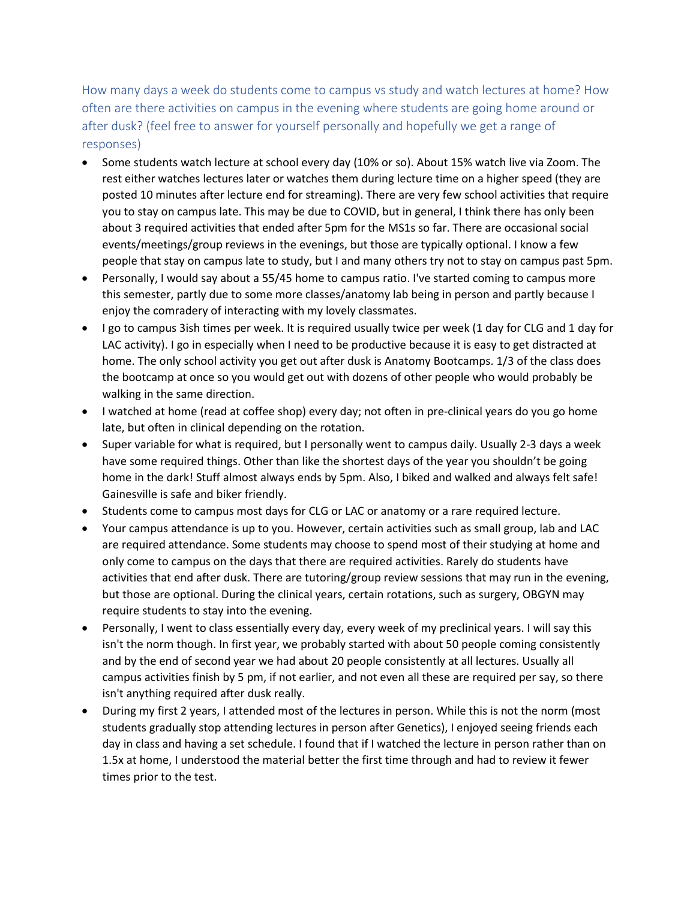How many days a week do students come to campus vs study and watch lectures at home? How often are there activities on campus in the evening where students are going home around or after dusk? (feel free to answer for yourself personally and hopefully we get a range of responses)

- Some students watch lecture at school every day (10% or so). About 15% watch live via Zoom. The rest either watches lectures later or watches them during lecture time on a higher speed (they are posted 10 minutes after lecture end for streaming). There are very few school activities that require you to stay on campus late. This may be due to COVID, but in general, I think there has only been about 3 required activities that ended after 5pm for the MS1s so far. There are occasional social events/meetings/group reviews in the evenings, but those are typically optional. I know a few people that stay on campus late to study, but I and many others try not to stay on campus past 5pm.
- Personally, I would say about a 55/45 home to campus ratio. I've started coming to campus more this semester, partly due to some more classes/anatomy lab being in person and partly because I enjoy the comradery of interacting with my lovely classmates.
- I go to campus 3ish times per week. It is required usually twice per week (1 day for CLG and 1 day for LAC activity). I go in especially when I need to be productive because it is easy to get distracted at home. The only school activity you get out after dusk is Anatomy Bootcamps. 1/3 of the class does the bootcamp at once so you would get out with dozens of other people who would probably be walking in the same direction.
- I watched at home (read at coffee shop) every day; not often in pre-clinical years do you go home late, but often in clinical depending on the rotation.
- Super variable for what is required, but I personally went to campus daily. Usually 2-3 days a week have some required things. Other than like the shortest days of the year you shouldn't be going home in the dark! Stuff almost always ends by 5pm. Also, I biked and walked and always felt safe! Gainesville is safe and biker friendly.
- Students come to campus most days for CLG or LAC or anatomy or a rare required lecture.
- Your campus attendance is up to you. However, certain activities such as small group, lab and LAC are required attendance. Some students may choose to spend most of their studying at home and only come to campus on the days that there are required activities. Rarely do students have activities that end after dusk. There are tutoring/group review sessions that may run in the evening, but those are optional. During the clinical years, certain rotations, such as surgery, OBGYN may require students to stay into the evening.
- Personally, I went to class essentially every day, every week of my preclinical years. I will say this isn't the norm though. In first year, we probably started with about 50 people coming consistently and by the end of second year we had about 20 people consistently at all lectures. Usually all campus activities finish by 5 pm, if not earlier, and not even all these are required per say, so there isn't anything required after dusk really.
- During my first 2 years, I attended most of the lectures in person. While this is not the norm (most students gradually stop attending lectures in person after Genetics), I enjoyed seeing friends each day in class and having a set schedule. I found that if I watched the lecture in person rather than on 1.5x at home, I understood the material better the first time through and had to review it fewer times prior to the test.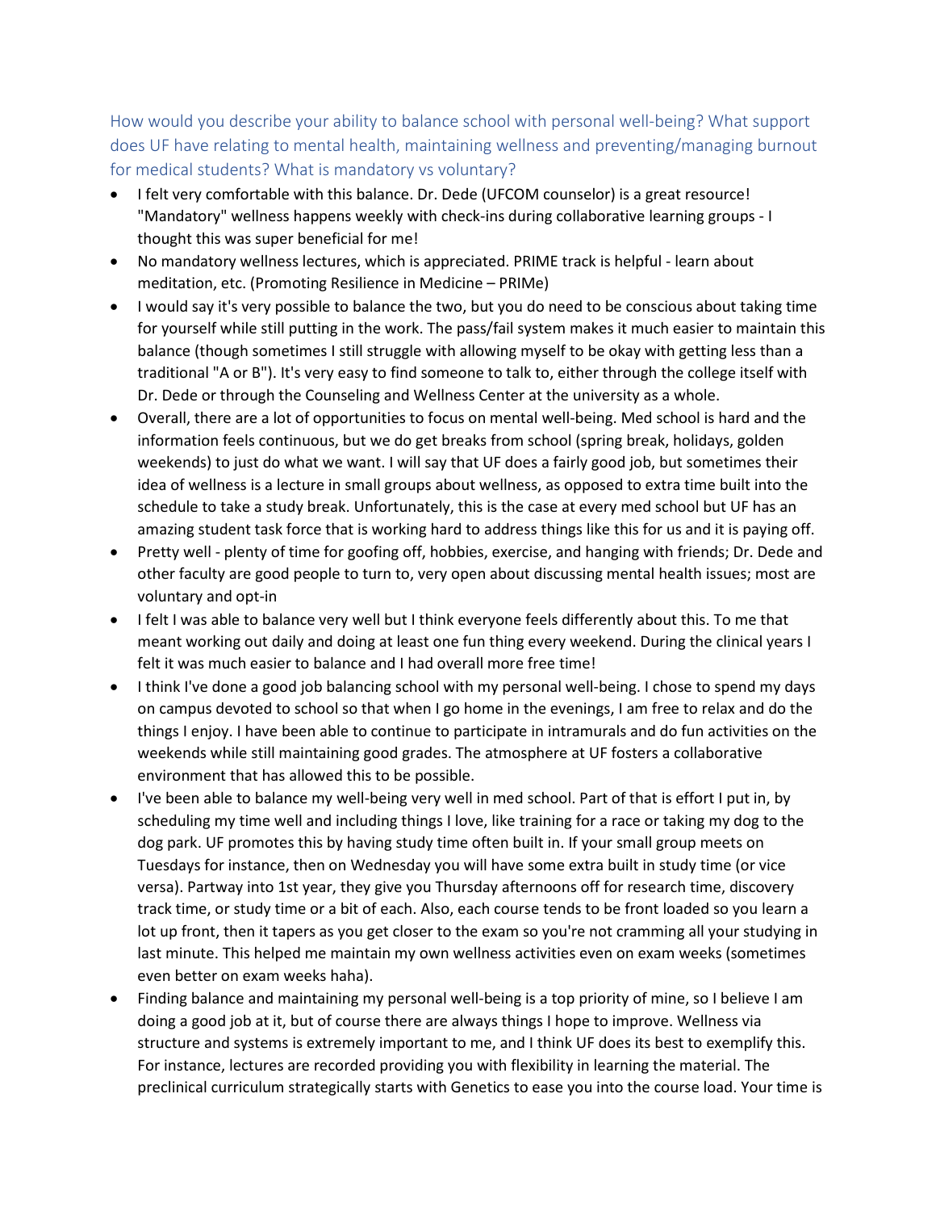## How would you describe your ability to balance school with personal well-being? What support does UF have relating to mental health, maintaining wellness and preventing/managing burnout for medical students? What is mandatory vs voluntary?

- I felt very comfortable with this balance. Dr. Dede (UFCOM counselor) is a great resource! "Mandatory" wellness happens weekly with check-ins during collaborative learning groups - I thought this was super beneficial for me!
- No mandatory wellness lectures, which is appreciated. PRIME track is helpful - learn about meditation, etc. (Promoting Resilience in Medicine – PRIMe)
- I would say it's very possible to balance the two, but you do need to be conscious about taking time for yourself while still putting in the work. The pass/fail system makes it much easier to maintain this balance (though sometimes I still struggle with allowing myself to be okay with getting less than a traditional "A or B"). It's very easy to find someone to talk to, either through the college itself with Dr. Dede or through the Counseling and Wellness Center at the university as a whole.
- Overall, there are a lot of opportunities to focus on mental well-being. Med school is hard and the information feels continuous, but we do get breaks from school (spring break, holidays, golden weekends) to just do what we want. I will say that UF does a fairly good job, but sometimes their idea of wellness is a lecture in small groups about wellness, as opposed to extra time built into the schedule to take a study break. Unfortunately, this is the case at every med school but UF has an amazing student task force that is working hard to address things like this for us and it is paying off.
- Pretty well - plenty of time for goofing off, hobbies, exercise, and hanging with friends; Dr. Dede and other faculty are good people to turn to, very open about discussing mental health issues; most are voluntary and opt-in
- I felt I was able to balance very well but I think everyone feels differently about this. To me that meant working out daily and doing at least one fun thing every weekend. During the clinical years I felt it was much easier to balance and I had overall more free time!
- I think I've done a good job balancing school with my personal well-being. I chose to spend my days on campus devoted to school so that when I go home in the evenings, I am free to relax and do the things I enjoy. I have been able to continue to participate in intramurals and do fun activities on the weekends while still maintaining good grades. The atmosphere at UF fosters a collaborative environment that has allowed this to be possible.
- I've been able to balance my well-being very well in med school. Part of that is effort I put in, by scheduling my time well and including things I love, like training for a race or taking my dog to the dog park. UF promotes this by having study time often built in. If your small group meets on Tuesdays for instance, then on Wednesday you will have some extra built in study time (or vice versa). Partway into 1st year, they give you Thursday afternoons off for research time, discovery track time, or study time or a bit of each. Also, each course tends to be front loaded so you learn a lot up front, then it tapers as you get closer to the exam so you're not cramming all your studying in last minute. This helped me maintain my own wellness activities even on exam weeks (sometimes even better on exam weeks haha).
- Finding balance and maintaining my personal well-being is a top priority of mine, so I believe I am doing a good job at it, but of course there are always things I hope to improve. Wellness via structure and systems is extremely important to me, and I think UF does its best to exemplify this. For instance, lectures are recorded providing you with flexibility in learning the material. The preclinical curriculum strategically starts with Genetics to ease you into the course load. Your time is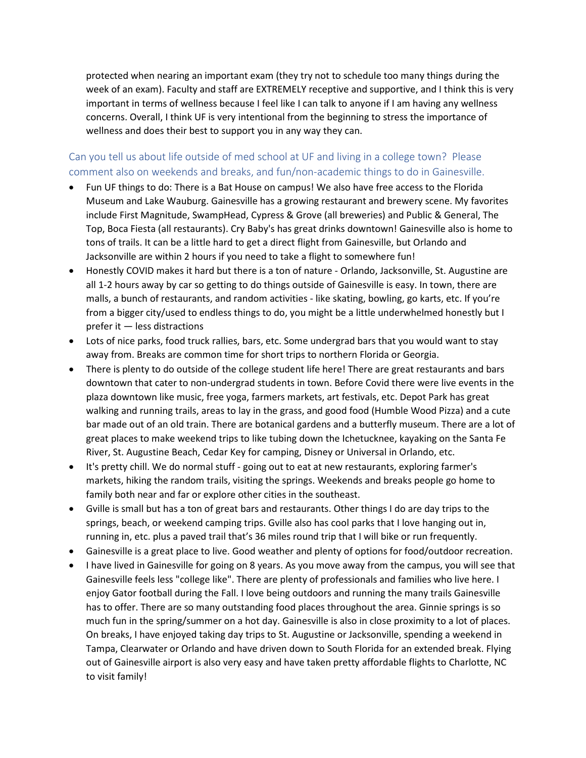protected when nearing an important exam (they try not to schedule too many things during the week of an exam). Faculty and staff are EXTREMELY receptive and supportive, and I think this is very important in terms of wellness because I feel like I can talk to anyone if I am having any wellness concerns. Overall, I think UF is very intentional from the beginning to stress the importance of wellness and does their best to support you in any way they can.

### Can you tell us about life outside of med school at UF and living in a college town? Please comment also on weekends and breaks, and fun/non-academic things to do in Gainesville.

- Fun UF things to do: There is a Bat House on campus! We also have free access to the Florida Museum and Lake Wauburg. Gainesville has a growing restaurant and brewery scene. My favorites include First Magnitude, SwampHead, Cypress & Grove (all breweries) and Public & General, The Top, Boca Fiesta (all restaurants). Cry Baby's has great drinks downtown! Gainesville also is home to tons of trails. It can be a little hard to get a direct flight from Gainesville, but Orlando and Jacksonville are within 2 hours if you need to take a flight to somewhere fun!
- Honestly COVID makes it hard but there is a ton of nature - Orlando, Jacksonville, St. Augustine are all 1-2 hours away by car so getting to do things outside of Gainesville is easy. In town, there are malls, a bunch of restaurants, and random activities - like skating, bowling, go karts, etc. If you're from a bigger city/used to endless things to do, you might be a little underwhelmed honestly but I prefer it — less distractions
- Lots of nice parks, food truck rallies, bars, etc. Some undergrad bars that you would want to stay away from. Breaks are common time for short trips to northern Florida or Georgia.
- There is plenty to do outside of the college student life here! There are great restaurants and bars downtown that cater to non-undergrad students in town. Before Covid there were live events in the plaza downtown like music, free yoga, farmers markets, art festivals, etc. Depot Park has great walking and running trails, areas to lay in the grass, and good food (Humble Wood Pizza) and a cute bar made out of an old train. There are botanical gardens and a butterfly museum. There are a lot of great places to make weekend trips to like tubing down the Ichetucknee, kayaking on the Santa Fe River, St. Augustine Beach, Cedar Key for camping, Disney or Universal in Orlando, etc.
- It's pretty chill. We do normal stuff - going out to eat at new restaurants, exploring farmer's markets, hiking the random trails, visiting the springs. Weekends and breaks people go home to family both near and far or explore other cities in the southeast.
- Gville is small but has a ton of great bars and restaurants. Other things I do are day trips to the springs, beach, or weekend camping trips. Gville also has cool parks that I love hanging out in, running in, etc. plus a paved trail that's 36 miles round trip that I will bike or run frequently.
- Gainesville is a great place to live. Good weather and plenty of options for food/outdoor recreation.
- I have lived in Gainesville for going on 8 years. As you move away from the campus, you will see that Gainesville feels less "college like". There are plenty of professionals and families who live here. I enjoy Gator football during the Fall. I love being outdoors and running the many trails Gainesville has to offer. There are so many outstanding food places throughout the area. Ginnie springs is so much fun in the spring/summer on a hot day. Gainesville is also in close proximity to a lot of places. On breaks, I have enjoyed taking day trips to St. Augustine or Jacksonville, spending a weekend in Tampa, Clearwater or Orlando and have driven down to South Florida for an extended break. Flying out of Gainesville airport is also very easy and have taken pretty affordable flights to Charlotte, NC to visit family!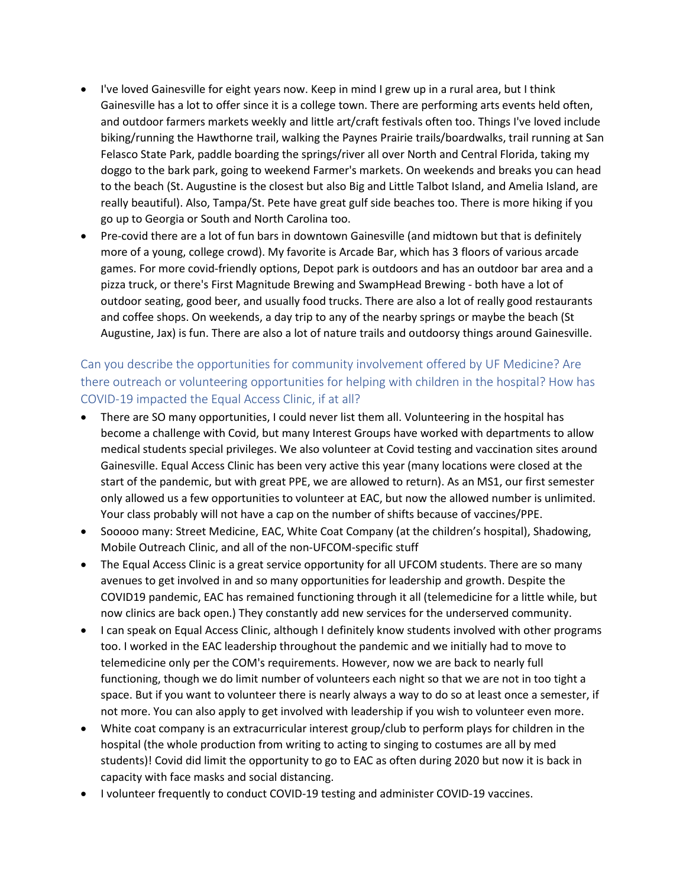- I've loved Gainesville for eight years now. Keep in mind I grew up in a rural area, but I think Gainesville has a lot to offer since it is a college town. There are performing arts events held often, and outdoor farmers markets weekly and little art/craft festivals often too. Things I've loved include biking/running the Hawthorne trail, walking the Paynes Prairie trails/boardwalks, trail running at San Felasco State Park, paddle boarding the springs/river all over North and Central Florida, taking my doggo to the bark park, going to weekend Farmer's markets. On weekends and breaks you can head to the beach (St. Augustine is the closest but also Big and Little Talbot Island, and Amelia Island, are really beautiful). Also, Tampa/St. Pete have great gulf side beaches too. There is more hiking if you go up to Georgia or South and North Carolina too.
- Pre-covid there are a lot of fun bars in downtown Gainesville (and midtown but that is definitely more of a young, college crowd). My favorite is Arcade Bar, which has 3 floors of various arcade games. For more covid-friendly options, Depot park is outdoors and has an outdoor bar area and a pizza truck, or there's First Magnitude Brewing and SwampHead Brewing - both have a lot of outdoor seating, good beer, and usually food trucks. There are also a lot of really good restaurants and coffee shops. On weekends, a day trip to any of the nearby springs or maybe the beach (St Augustine, Jax) is fun. There are also a lot of nature trails and outdoorsy things around Gainesville.

### Can you describe the opportunities for community involvement offered by UF Medicine? Are there outreach or volunteering opportunities for helping with children in the hospital? How has COVID-19 impacted the Equal Access Clinic, if at all?

- There are SO many opportunities, I could never list them all. Volunteering in the hospital has become a challenge with Covid, but many Interest Groups have worked with departments to allow medical students special privileges. We also volunteer at Covid testing and vaccination sites around Gainesville. Equal Access Clinic has been very active this year (many locations were closed at the start of the pandemic, but with great PPE, we are allowed to return). As an MS1, our first semester only allowed us a few opportunities to volunteer at EAC, but now the allowed number is unlimited. Your class probably will not have a cap on the number of shifts because of vaccines/PPE.
- Sooooo many: Street Medicine, EAC, White Coat Company (at the children's hospital), Shadowing, Mobile Outreach Clinic, and all of the non-UFCOM-specific stuff
- The Equal Access Clinic is a great service opportunity for all UFCOM students. There are so many avenues to get involved in and so many opportunities for leadership and growth. Despite the COVID19 pandemic, EAC has remained functioning through it all (telemedicine for a little while, but now clinics are back open.) They constantly add new services for the underserved community.
- I can speak on Equal Access Clinic, although I definitely know students involved with other programs too. I worked in the EAC leadership throughout the pandemic and we initially had to move to telemedicine only per the COM's requirements. However, now we are back to nearly full functioning, though we do limit number of volunteers each night so that we are not in too tight a space. But if you want to volunteer there is nearly always a way to do so at least once a semester, if not more. You can also apply to get involved with leadership if you wish to volunteer even more.
- White coat company is an extracurricular interest group/club to perform plays for children in the hospital (the whole production from writing to acting to singing to costumes are all by med students)! Covid did limit the opportunity to go to EAC as often during 2020 but now it is back in capacity with face masks and social distancing.
- I volunteer frequently to conduct COVID-19 testing and administer COVID-19 vaccines.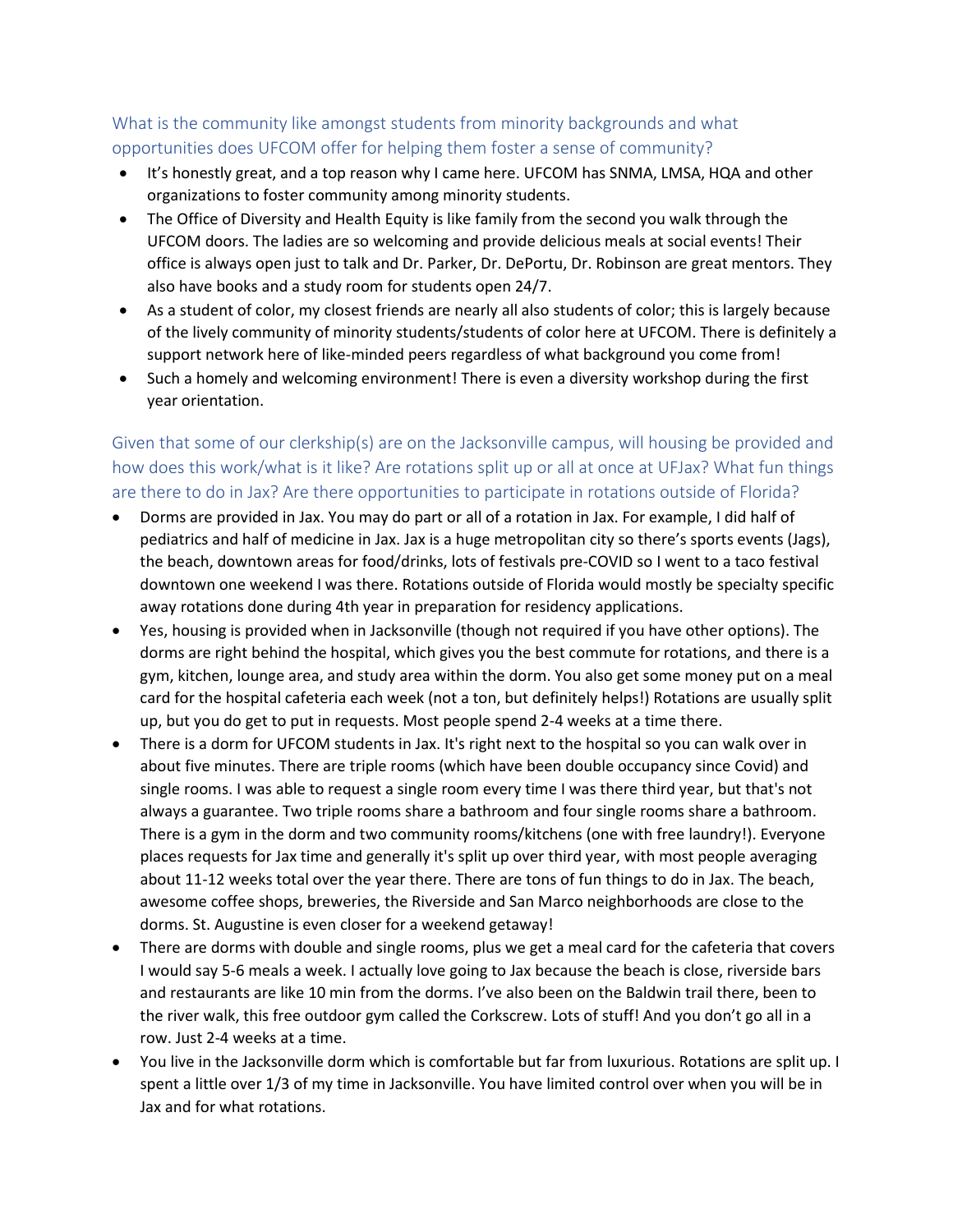### What is the community like amongst students from minority backgrounds and what opportunities does UFCOM offer for helping them foster a sense of community?

- It's honestly great, and a top reason why I came here. UFCOM has SNMA, LMSA, HQA and other organizations to foster community among minority students.
- The Office of Diversity and Health Equity is like family from the second you walk through the UFCOM doors. The ladies are so welcoming and provide delicious meals at social events! Their office is always open just to talk and Dr. Parker, Dr. DePortu, Dr. Robinson are great mentors. They also have books and a study room for students open 24/7.
- As a student of color, my closest friends are nearly all also students of color; this is largely because of the lively community of minority students/students of color here at UFCOM. There is definitely a support network here of like-minded peers regardless of what background you come from!
- Such a homely and welcoming environment! There is even a diversity workshop during the first year orientation.

### Given that some of our clerkship(s) are on the Jacksonville campus, will housing be provided and how does this work/what is it like? Are rotations split up or all at once at UFJax? What fun things are there to do in Jax? Are there opportunities to participate in rotations outside of Florida?

- Dorms are provided in Jax. You may do part or all of a rotation in Jax. For example, I did half of pediatrics and half of medicine in Jax. Jax is a huge metropolitan city so there's sports events (Jags), the beach, downtown areas for food/drinks, lots of festivals pre-COVID so I went to a taco festival downtown one weekend I was there. Rotations outside of Florida would mostly be specialty specific away rotations done during 4th year in preparation for residency applications.
- Yes, housing is provided when in Jacksonville (though not required if you have other options). The dorms are right behind the hospital, which gives you the best commute for rotations, and there is a gym, kitchen, lounge area, and study area within the dorm. You also get some money put on a meal card for the hospital cafeteria each week (not a ton, but definitely helps!) Rotations are usually split up, but you do get to put in requests. Most people spend 2-4 weeks at a time there.
- There is a dorm for UFCOM students in Jax. It's right next to the hospital so you can walk over in about five minutes. There are triple rooms (which have been double occupancy since Covid) and single rooms. I was able to request a single room every time I was there third year, but that's not always a guarantee. Two triple rooms share a bathroom and four single rooms share a bathroom. There is a gym in the dorm and two community rooms/kitchens (one with free laundry!). Everyone places requests for Jax time and generally it's split up over third year, with most people averaging about 11-12 weeks total over the year there. There are tons of fun things to do in Jax. The beach, awesome coffee shops, breweries, the Riverside and San Marco neighborhoods are close to the dorms. St. Augustine is even closer for a weekend getaway!
- There are dorms with double and single rooms, plus we get a meal card for the cafeteria that covers I would say 5-6 meals a week. I actually love going to Jax because the beach is close, riverside bars and restaurants are like 10 min from the dorms. I've also been on the Baldwin trail there, been to the river walk, this free outdoor gym called the Corkscrew. Lots of stuff! And you don't go all in a row. Just 2-4 weeks at a time.
- You live in the Jacksonville dorm which is comfortable but far from luxurious. Rotations are split up. I spent a little over 1/3 of my time in Jacksonville. You have limited control over when you will be in Jax and for what rotations.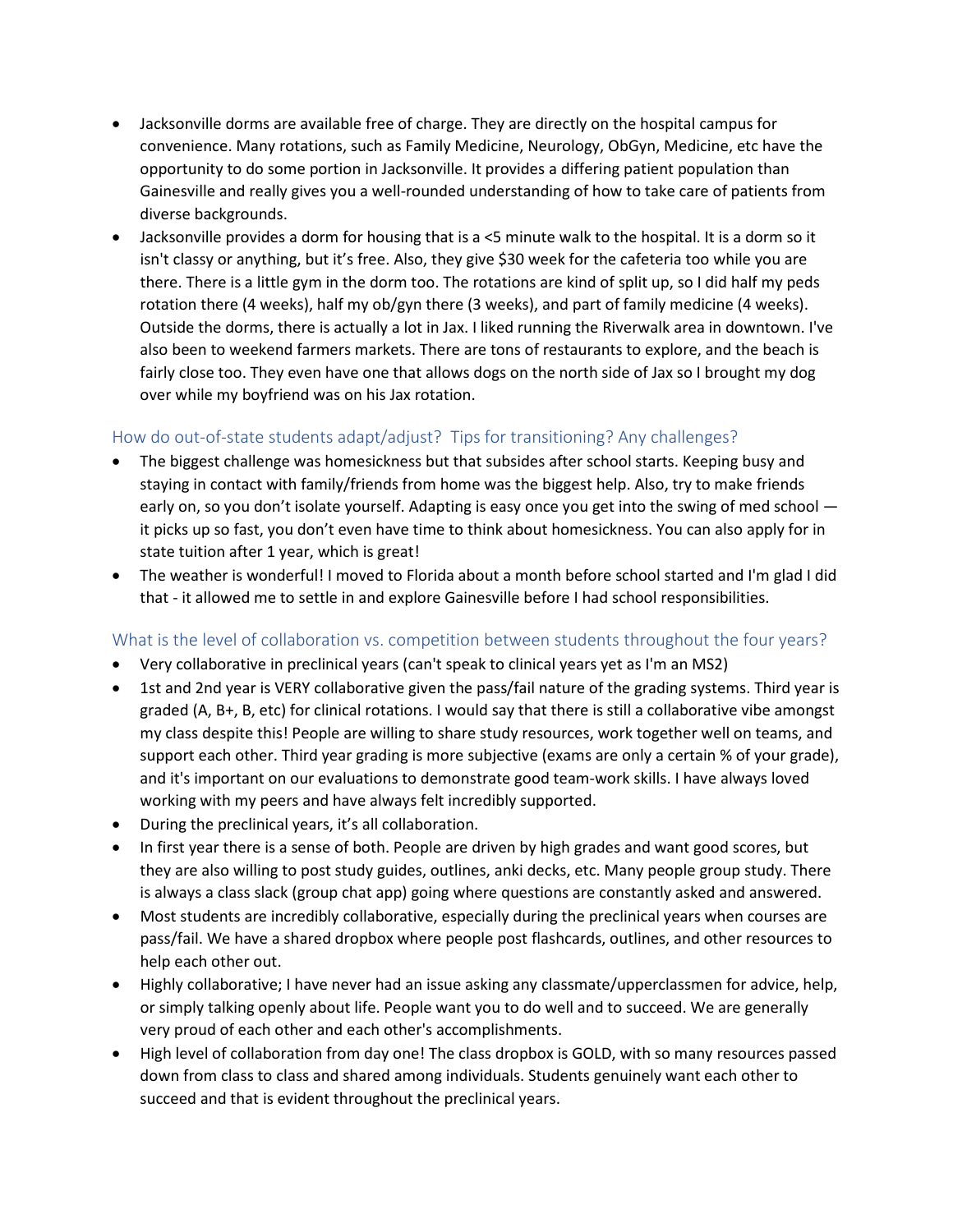- Jacksonville dorms are available free of charge. They are directly on the hospital campus for convenience. Many rotations, such as Family Medicine, Neurology, ObGyn, Medicine, etc have the opportunity to do some portion in Jacksonville. It provides a differing patient population than Gainesville and really gives you a well-rounded understanding of how to take care of patients from diverse backgrounds.
- Jacksonville provides a dorm for housing that is a <5 minute walk to the hospital. It is a dorm so it isn't classy or anything, but it's free. Also, they give $30 week for the cafeteria too while you are there. There is a little gym in the dorm too. The rotations are kind of split up, so I did half my peds rotation there (4 weeks), half my ob/gyn there (3 weeks), and part of family medicine (4 weeks). Outside the dorms, there is actually a lot in Jax. I liked running the Riverwalk area in downtown. I've also been to weekend farmers markets. There are tons of restaurants to explore, and the beach is fairly close too. They even have one that allows dogs on the north side of Jax so I brought my dog over while my boyfriend was on his Jax rotation.

## How do out-of-state students adapt/adjust? Tips for transitioning? Any challenges?

- The biggest challenge was homesickness but that subsides after school starts. Keeping busy and staying in contact with family/friends from home was the biggest help. Also, try to make friends early on, so you don't isolate yourself. Adapting is easy once you get into the swing of med school — it picks up so fast, you don't even have time to think about homesickness. You can also apply for in state tuition after 1 year, which is great!
- The weather is wonderful! I moved to Florida about a month before school started and I'm glad I did that - it allowed me to settle in and explore Gainesville before I had school responsibilities.

## What is the level of collaboration vs. competition between students throughout the four years?

- Very collaborative in preclinical years (can't speak to clinical years yet as I'm an MS2)
- 1st and 2nd year is VERY collaborative given the pass/fail nature of the grading systems. Third year is graded (A, B+, B, etc) for clinical rotations. I would say that there is still a collaborative vibe amongst my class despite this! People are willing to share study resources, work together well on teams, and support each other. Third year grading is more subjective (exams are only a certain % of your grade), and it's important on our evaluations to demonstrate good team-work skills. I have always loved working with my peers and have always felt incredibly supported.
- During the preclinical years, it's all collaboration.
- In first year there is a sense of both. People are driven by high grades and want good scores, but they are also willing to post study guides, outlines, anki decks, etc. Many people group study. There is always a class slack (group chat app) going where questions are constantly asked and answered.
- Most students are incredibly collaborative, especially during the preclinical years when courses are pass/fail. We have a shared dropbox where people post flashcards, outlines, and other resources to help each other out.
- Highly collaborative; I have never had an issue asking any classmate/upperclassmen for advice, help, or simply talking openly about life. People want you to do well and to succeed. We are generally very proud of each other and each other's accomplishments.
- High level of collaboration from day one! The class dropbox is GOLD, with so many resources passed down from class to class and shared among individuals. Students genuinely want each other to succeed and that is evident throughout the preclinical years.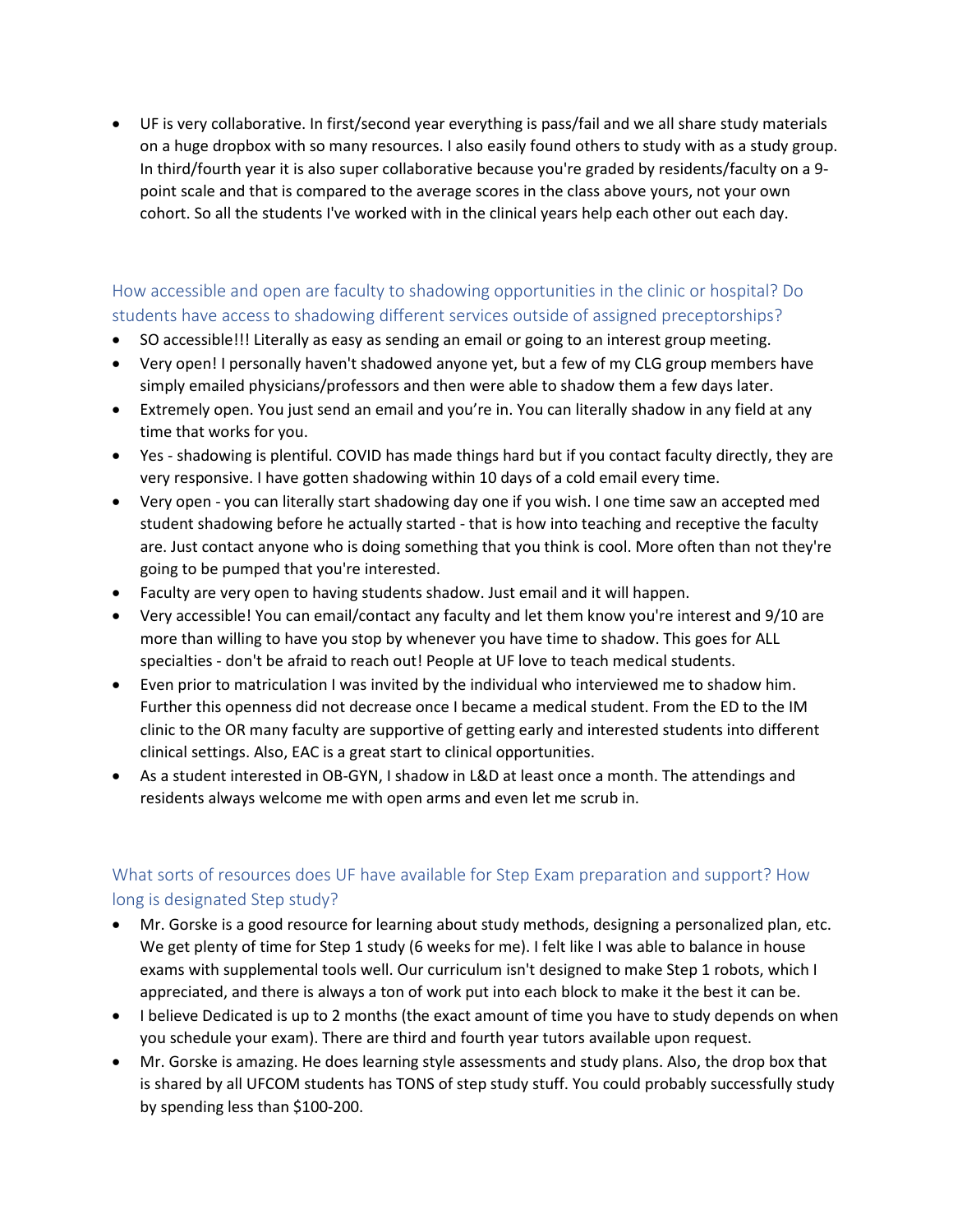- UF is very collaborative. In first/second year everything is pass/fail and we all share study materials on a huge dropbox with so many resources. I also easily found others to study with as a study group. In third/fourth year it is also super collaborative because you're graded by residents/faculty on a 9-point scale and that is compared to the average scores in the class above yours, not your own cohort. So all the students I've worked with in the clinical years help each other out each day.

## How accessible and open are faculty to shadowing opportunities in the clinic or hospital? Do students have access to shadowing different services outside of assigned preceptorships?

- SO accessible!!! Literally as easy as sending an email or going to an interest group meeting.
- Very open! I personally haven't shadowed anyone yet, but a few of my CLG group members have simply emailed physicians/professors and then were able to shadow them a few days later.
- Extremely open. You just send an email and you're in. You can literally shadow in any field at any time that works for you.
- Yes - shadowing is plentiful. COVID has made things hard but if you contact faculty directly, they are very responsive. I have gotten shadowing within 10 days of a cold email every time.
- Very open - you can literally start shadowing day one if you wish. I one time saw an accepted med student shadowing before he actually started - that is how into teaching and receptive the faculty are. Just contact anyone who is doing something that you think is cool. More often than not they're going to be pumped that you're interested.
- Faculty are very open to having students shadow. Just email and it will happen.
- Very accessible! You can email/contact any faculty and let them know you're interest and 9/10 are more than willing to have you stop by whenever you have time to shadow. This goes for ALL specialties - don't be afraid to reach out! People at UF love to teach medical students.
- Even prior to matriculation I was invited by the individual who interviewed me to shadow him. Further this openness did not decrease once I became a medical student. From the ED to the IM clinic to the OR many faculty are supportive of getting early and interested students into different clinical settings. Also, EAC is a great start to clinical opportunities.
- As a student interested in OB-GYN, I shadow in L&D at least once a month. The attendings and residents always welcome me with open arms and even let me scrub in.

## What sorts of resources does UF have available for Step Exam preparation and support? How long is designated Step study?

- Mr. Gorske is a good resource for learning about study methods, designing a personalized plan, etc. We get plenty of time for Step 1 study (6 weeks for me). I felt like I was able to balance in house exams with supplemental tools well. Our curriculum isn't designed to make Step 1 robots, which I appreciated, and there is always a ton of work put into each block to make it the best it can be.
- I believe Dedicated is up to 2 months (the exact amount of time you have to study depends on when you schedule your exam). There are third and fourth year tutors available upon request.
- Mr. Gorske is amazing. He does learning style assessments and study plans. Also, the drop box that is shared by all UFCOM students has TONS of step study stuff. You could probably successfully study by spending less than $100-200.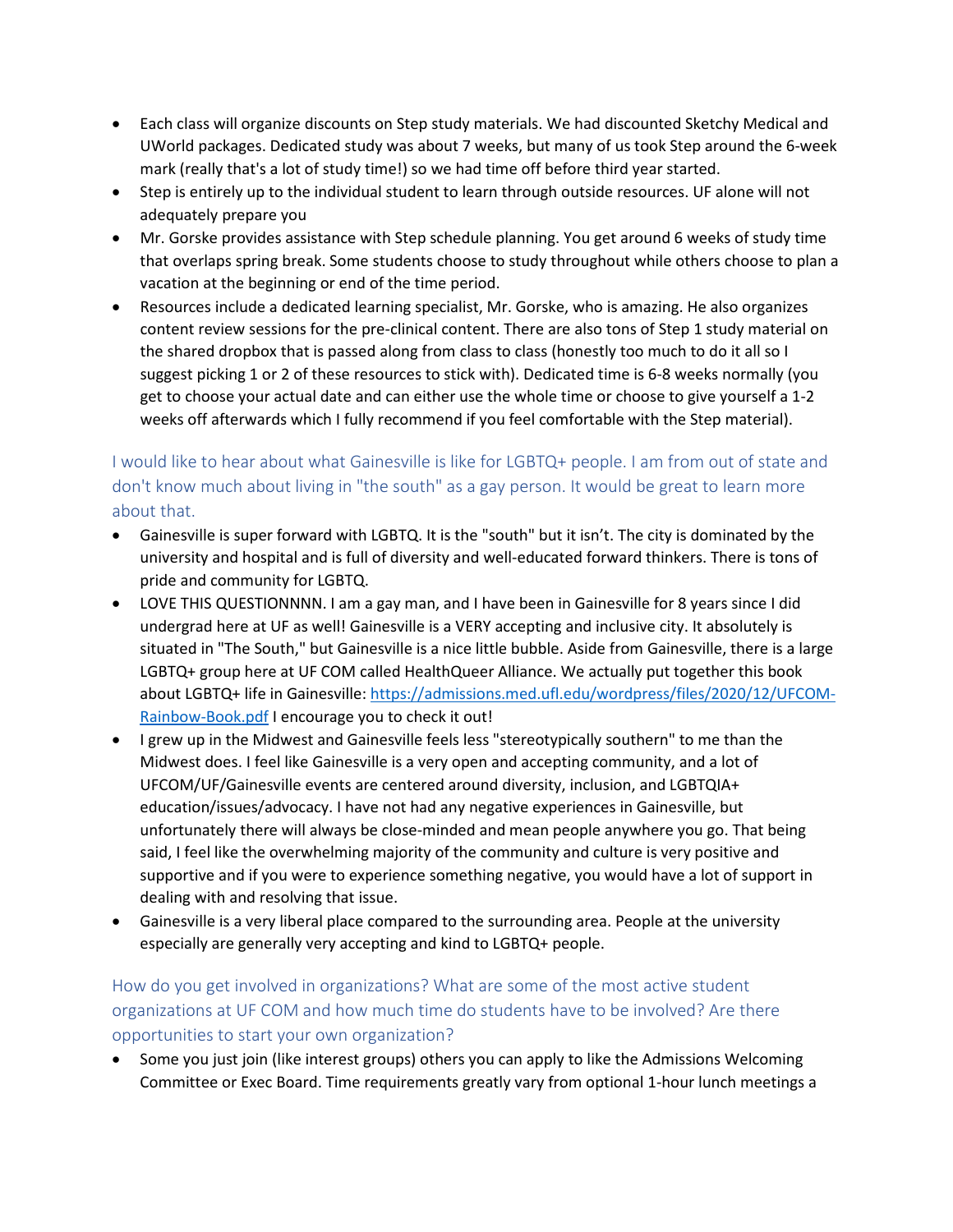- Each class will organize discounts on Step study materials. We had discounted Sketchy Medical and UWorld packages. Dedicated study was about 7 weeks, but many of us took Step around the 6-week mark (really that's a lot of study time!) so we had time off before third year started.
- Step is entirely up to the individual student to learn through outside resources. UF alone will not adequately prepare you
- Mr. Gorske provides assistance with Step schedule planning. You get around 6 weeks of study time that overlaps spring break. Some students choose to study throughout while others choose to plan a vacation at the beginning or end of the time period.
- Resources include a dedicated learning specialist, Mr. Gorske, who is amazing. He also organizes content review sessions for the pre-clinical content. There are also tons of Step 1 study material on the shared dropbox that is passed along from class to class (honestly too much to do it all so I suggest picking 1 or 2 of these resources to stick with). Dedicated time is 6-8 weeks normally (you get to choose your actual date and can either use the whole time or choose to give yourself a 1-2 weeks off afterwards which I fully recommend if you feel comfortable with the Step material).

### I would like to hear about what Gainesville is like for LGBTQ+ people. I am from out of state and don't know much about living in "the south" as a gay person. It would be great to learn more about that.

- Gainesville is super forward with LGBTQ. It is the "south" but it isn't. The city is dominated by the university and hospital and is full of diversity and well-educated forward thinkers. There is tons of pride and community for LGBTQ.
- LOVE THIS QUESTIONNNN. I am a gay man, and I have been in Gainesville for 8 years since I did undergrad here at UF as well! Gainesville is a VERY accepting and inclusive city. It absolutely is situated in "The South," but Gainesville is a nice little bubble. Aside from Gainesville, there is a large LGBTQ+ group here at UF COM called HealthQueer Alliance. We actually put together this book about LGBTQ+ life in Gainesville: [https://admissions.med.ufl.edu/wordpress/files/2020/12/UFCOM-Rainbow-Book.pdf](https://admissions.med.ufl.edu/wordpress/files/2020/12/UFCOM-Rainbow-Book.pdf) I encourage you to check it out!
- I grew up in the Midwest and Gainesville feels less "stereotypically southern" to me than the Midwest does. I feel like Gainesville is a very open and accepting community, and a lot of UFCOM/UF/Gainesville events are centered around diversity, inclusion, and LGBTQIA+ education/issues/advocacy. I have not had any negative experiences in Gainesville, but unfortunately there will always be close-minded and mean people anywhere you go. That being said, I feel like the overwhelming majority of the community and culture is very positive and supportive and if you were to experience something negative, you would have a lot of support in dealing with and resolving that issue.
- Gainesville is a very liberal place compared to the surrounding area. People at the university especially are generally very accepting and kind to LGBTQ+ people.

### How do you get involved in organizations? What are some of the most active student organizations at UF COM and how much time do students have to be involved? Are there opportunities to start your own organization?

- Some you just join (like interest groups) others you can apply to like the Admissions Welcoming Committee or Exec Board. Time requirements greatly vary from optional 1-hour lunch meetings a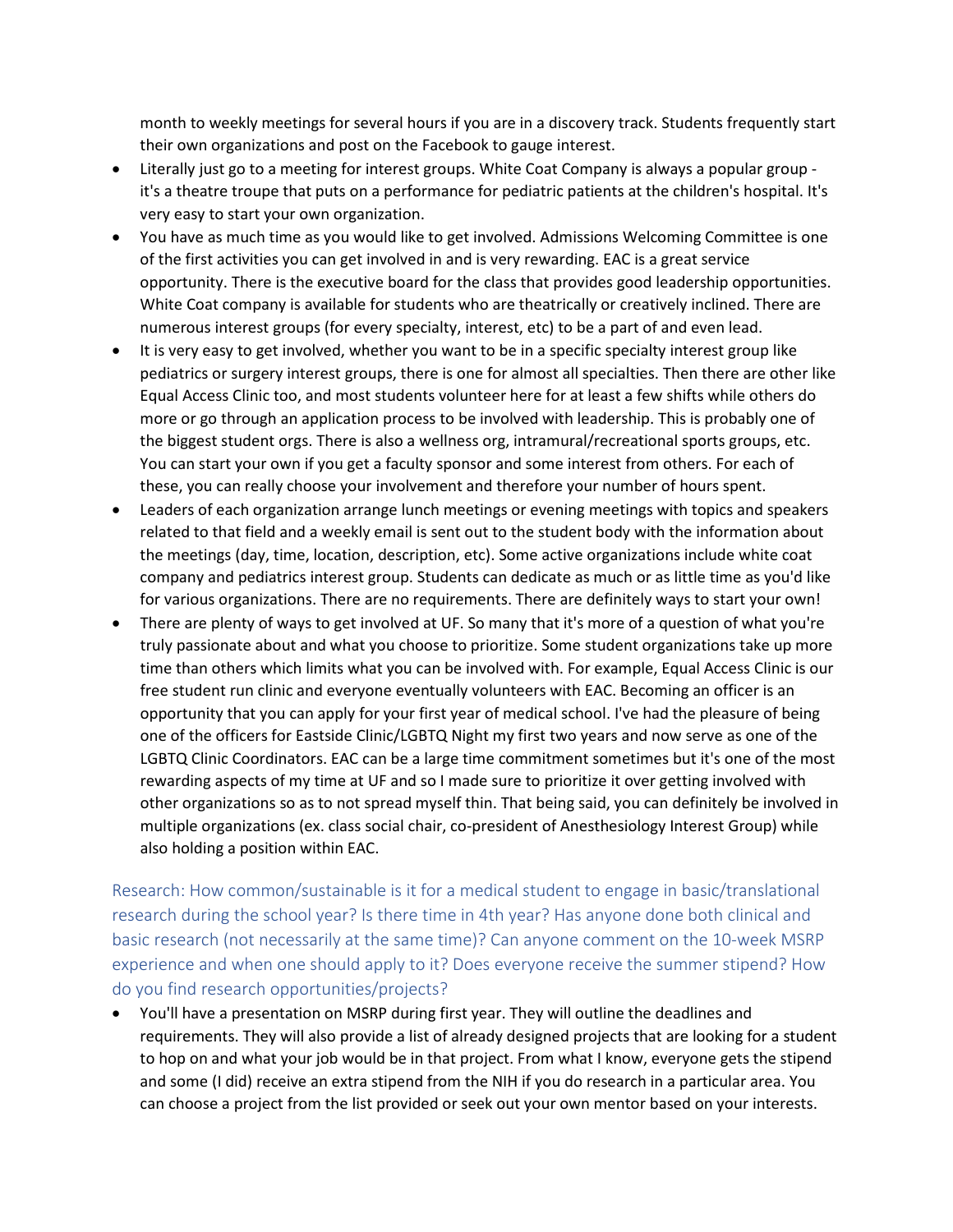month to weekly meetings for several hours if you are in a discovery track. Students frequently start their own organizations and post on the Facebook to gauge interest.

- Literally just go to a meeting for interest groups. White Coat Company is always a popular group - it's a theatre troupe that puts on a performance for pediatric patients at the children's hospital. It's very easy to start your own organization.
- You have as much time as you would like to get involved. Admissions Welcoming Committee is one of the first activities you can get involved in and is very rewarding. EAC is a great service opportunity. There is the executive board for the class that provides good leadership opportunities. White Coat company is available for students who are theatrically or creatively inclined. There are numerous interest groups (for every specialty, interest, etc) to be a part of and even lead.
- It is very easy to get involved, whether you want to be in a specific specialty interest group like pediatrics or surgery interest groups, there is one for almost all specialties. Then there are other like Equal Access Clinic too, and most students volunteer here for at least a few shifts while others do more or go through an application process to be involved with leadership. This is probably one of the biggest student orgs. There is also a wellness org, intramural/recreational sports groups, etc. You can start your own if you get a faculty sponsor and some interest from others. For each of these, you can really choose your involvement and therefore your number of hours spent.
- Leaders of each organization arrange lunch meetings or evening meetings with topics and speakers related to that field and a weekly email is sent out to the student body with the information about the meetings (day, time, location, description, etc). Some active organizations include white coat company and pediatrics interest group. Students can dedicate as much or as little time as you'd like for various organizations. There are no requirements. There are definitely ways to start your own!
- There are plenty of ways to get involved at UF. So many that it's more of a question of what you're truly passionate about and what you choose to prioritize. Some student organizations take up more time than others which limits what you can be involved with. For example, Equal Access Clinic is our free student run clinic and everyone eventually volunteers with EAC. Becoming an officer is an opportunity that you can apply for your first year of medical school. I've had the pleasure of being one of the officers for Eastside Clinic/LGBTQ Night my first two years and now serve as one of the LGBTQ Clinic Coordinators. EAC can be a large time commitment sometimes but it's one of the most rewarding aspects of my time at UF and so I made sure to prioritize it over getting involved with other organizations so as to not spread myself thin. That being said, you can definitely be involved in multiple organizations (ex. class social chair, co-president of Anesthesiology Interest Group) while also holding a position within EAC.

## Research: How common/sustainable is it for a medical student to engage in basic/translational research during the school year? Is there time in 4th year? Has anyone done both clinical and basic research (not necessarily at the same time)? Can anyone comment on the 10-week MSRP experience and when one should apply to it? Does everyone receive the summer stipend? How do you find research opportunities/projects?

- You'll have a presentation on MSRP during first year. They will outline the deadlines and requirements. They will also provide a list of already designed projects that are looking for a student to hop on and what your job would be in that project. From what I know, everyone gets the stipend and some (I did) receive an extra stipend from the NIH if you do research in a particular area. You can choose a project from the list provided or seek out your own mentor based on your interests.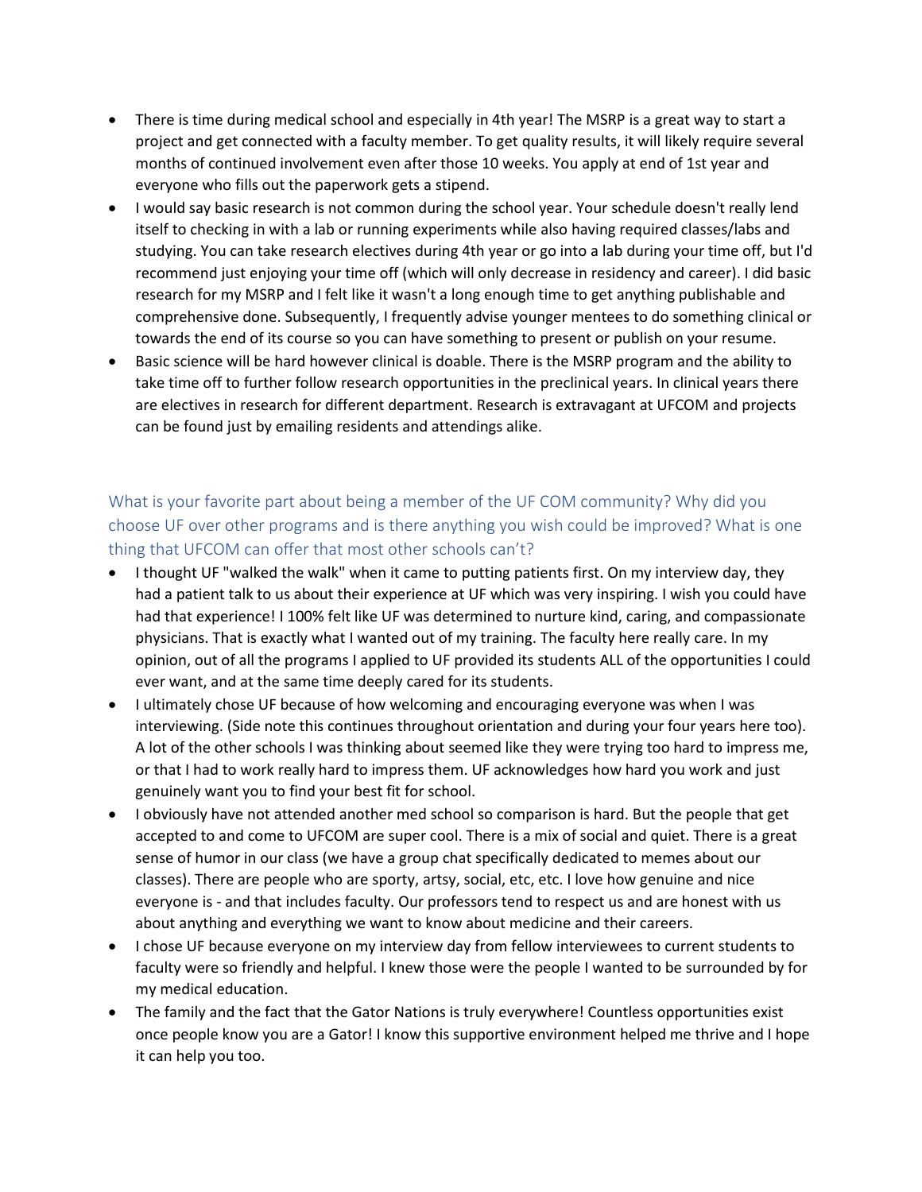- There is time during medical school and especially in 4th year! The MSRP is a great way to start a project and get connected with a faculty member. To get quality results, it will likely require several months of continued involvement even after those 10 weeks. You apply at end of 1st year and everyone who fills out the paperwork gets a stipend.
- I would say basic research is not common during the school year. Your schedule doesn't really lend itself to checking in with a lab or running experiments while also having required classes/labs and studying. You can take research electives during 4th year or go into a lab during your time off, but I'd recommend just enjoying your time off (which will only decrease in residency and career). I did basic research for my MSRP and I felt like it wasn't a long enough time to get anything publishable and comprehensive done. Subsequently, I frequently advise younger mentees to do something clinical or towards the end of its course so you can have something to present or publish on your resume.
- Basic science will be hard however clinical is doable. There is the MSRP program and the ability to take time off to further follow research opportunities in the preclinical years. In clinical years there are electives in research for different department. Research is extravagant at UFCOM and projects can be found just by emailing residents and attendings alike.

## What is your favorite part about being a member of the UF COM community? Why did you choose UF over other programs and is there anything you wish could be improved? What is one thing that UFCOM can offer that most other schools can't?

- I thought UF "walked the walk" when it came to putting patients first. On my interview day, they had a patient talk to us about their experience at UF which was very inspiring. I wish you could have had that experience! I 100% felt like UF was determined to nurture kind, caring, and compassionate physicians. That is exactly what I wanted out of my training. The faculty here really care. In my opinion, out of all the programs I applied to UF provided its students ALL of the opportunities I could ever want, and at the same time deeply cared for its students.
- I ultimately chose UF because of how welcoming and encouraging everyone was when I was interviewing. (Side note this continues throughout orientation and during your four years here too). A lot of the other schools I was thinking about seemed like they were trying too hard to impress me, or that I had to work really hard to impress them. UF acknowledges how hard you work and just genuinely want you to find your best fit for school.
- I obviously have not attended another med school so comparison is hard. But the people that get accepted to and come to UFCOM are super cool. There is a mix of social and quiet. There is a great sense of humor in our class (we have a group chat specifically dedicated to memes about our classes). There are people who are sporty, artsy, social, etc, etc. I love how genuine and nice everyone is - and that includes faculty. Our professors tend to respect us and are honest with us about anything and everything we want to know about medicine and their careers.
- I chose UF because everyone on my interview day from fellow interviewees to current students to faculty were so friendly and helpful. I knew those were the people I wanted to be surrounded by for my medical education.
- The family and the fact that the Gator Nations is truly everywhere! Countless opportunities exist once people know you are a Gator! I know this supportive environment helped me thrive and I hope it can help you too.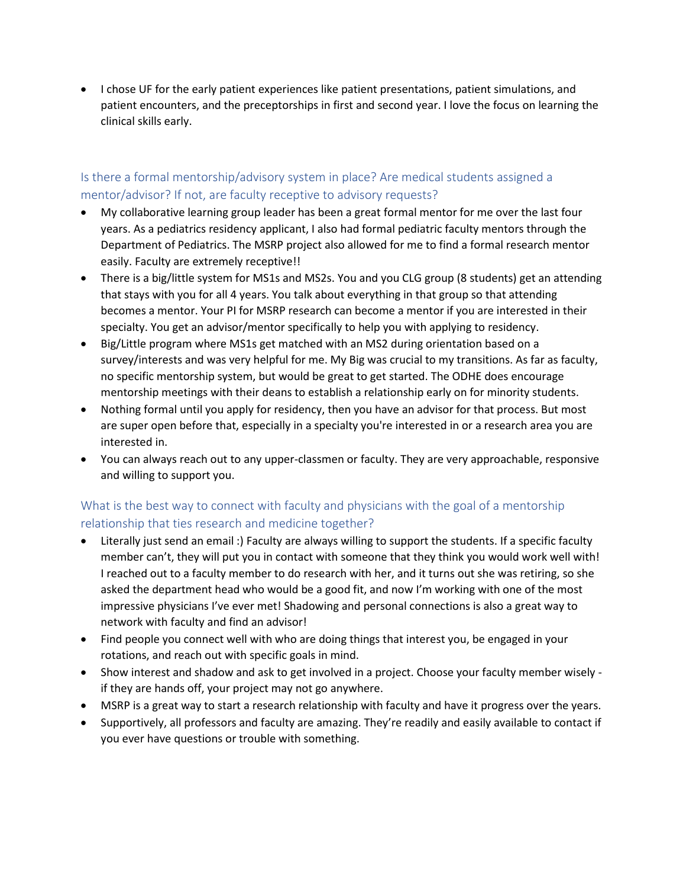- I chose UF for the early patient experiences like patient presentations, patient simulations, and patient encounters, and the preceptorships in first and second year. I love the focus on learning the clinical skills early.

## Is there a formal mentorship/advisory system in place? Are medical students assigned a mentor/advisor? If not, are faculty receptive to advisory requests?

- My collaborative learning group leader has been a great formal mentor for me over the last four years. As a pediatrics residency applicant, I also had formal pediatric faculty mentors through the Department of Pediatrics. The MSRP project also allowed for me to find a formal research mentor easily. Faculty are extremely receptive!!
- There is a big/little system for MS1s and MS2s. You and you CLG group (8 students) get an attending that stays with you for all 4 years. You talk about everything in that group so that attending becomes a mentor. Your PI for MSRP research can become a mentor if you are interested in their specialty. You get an advisor/mentor specifically to help you with applying to residency.
- Big/Little program where MS1s get matched with an MS2 during orientation based on a survey/interests and was very helpful for me. My Big was crucial to my transitions. As far as faculty, no specific mentorship system, but would be great to get started. The ODHE does encourage mentorship meetings with their deans to establish a relationship early on for minority students.
- Nothing formal until you apply for residency, then you have an advisor for that process. But most are super open before that, especially in a specialty you're interested in or a research area you are interested in.
- You can always reach out to any upper-classmen or faculty. They are very approachable, responsive and willing to support you.

## What is the best way to connect with faculty and physicians with the goal of a mentorship relationship that ties research and medicine together?

- Literally just send an email :) Faculty are always willing to support the students. If a specific faculty member can't, they will put you in contact with someone that they think you would work well with! I reached out to a faculty member to do research with her, and it turns out she was retiring, so she asked the department head who would be a good fit, and now I'm working with one of the most impressive physicians I've ever met! Shadowing and personal connections is also a great way to network with faculty and find an advisor!
- Find people you connect well with who are doing things that interest you, be engaged in your rotations, and reach out with specific goals in mind.
- Show interest and shadow and ask to get involved in a project. Choose your faculty member wisely - if they are hands off, your project may not go anywhere.
- MSRP is a great way to start a research relationship with faculty and have it progress over the years.
- Supportively, all professors and faculty are amazing. They're readily and easily available to contact if you ever have questions or trouble with something.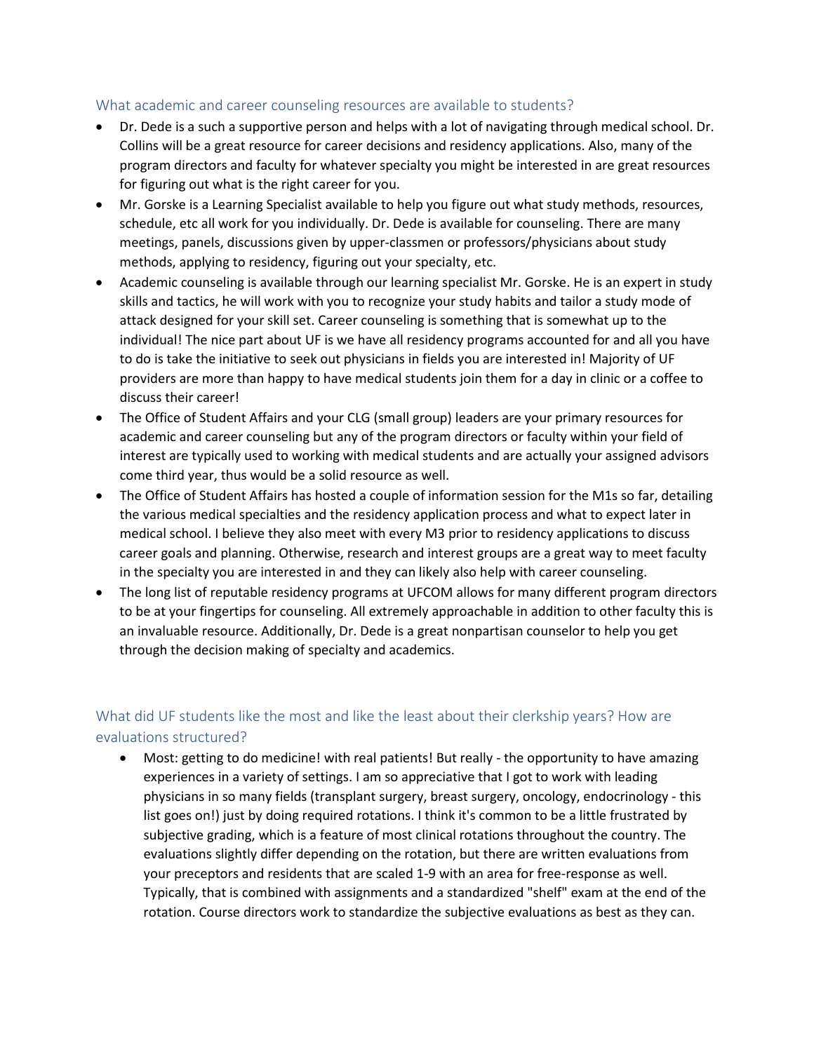## What academic and career counseling resources are available to students?

- Dr. Dede is a such a supportive person and helps with a lot of navigating through medical school. Dr. Collins will be a great resource for career decisions and residency applications. Also, many of the program directors and faculty for whatever specialty you might be interested in are great resources for figuring out what is the right career for you.
- Mr. Gorske is a Learning Specialist available to help you figure out what study methods, resources, schedule, etc all work for you individually. Dr. Dede is available for counseling. There are many meetings, panels, discussions given by upper-classmen or professors/physicians about study methods, applying to residency, figuring out your specialty, etc.
- Academic counseling is available through our learning specialist Mr. Gorske. He is an expert in study skills and tactics, he will work with you to recognize your study habits and tailor a study mode of attack designed for your skill set. Career counseling is something that is somewhat up to the individual! The nice part about UF is we have all residency programs accounted for and all you have to do is take the initiative to seek out physicians in fields you are interested in! Majority of UF providers are more than happy to have medical students join them for a day in clinic or a coffee to discuss their career!
- The Office of Student Affairs and your CLG (small group) leaders are your primary resources for academic and career counseling but any of the program directors or faculty within your field of interest are typically used to working with medical students and are actually your assigned advisors come third year, thus would be a solid resource as well.
- The Office of Student Affairs has hosted a couple of information session for the M1s so far, detailing the various medical specialties and the residency application process and what to expect later in medical school. I believe they also meet with every M3 prior to residency applications to discuss career goals and planning. Otherwise, research and interest groups are a great way to meet faculty in the specialty you are interested in and they can likely also help with career counseling.
- The long list of reputable residency programs at UFCOM allows for many different program directors to be at your fingertips for counseling. All extremely approachable in addition to other faculty this is an invaluable resource. Additionally, Dr. Dede is a great nonpartisan counselor to help you get through the decision making of specialty and academics.

## What did UF students like the most and like the least about their clerkship years? How are evaluations structured?

- Most: getting to do medicine! with real patients! But really - the opportunity to have amazing experiences in a variety of settings. I am so appreciative that I got to work with leading physicians in so many fields (transplant surgery, breast surgery, oncology, endocrinology - this list goes on!) just by doing required rotations. I think it's common to be a little frustrated by subjective grading, which is a feature of most clinical rotations throughout the country. The evaluations slightly differ depending on the rotation, but there are written evaluations from your preceptors and residents that are scaled 1-9 with an area for free-response as well. Typically, that is combined with assignments and a standardized "shelf" exam at the end of the rotation. Course directors work to standardize the subjective evaluations as best as they can.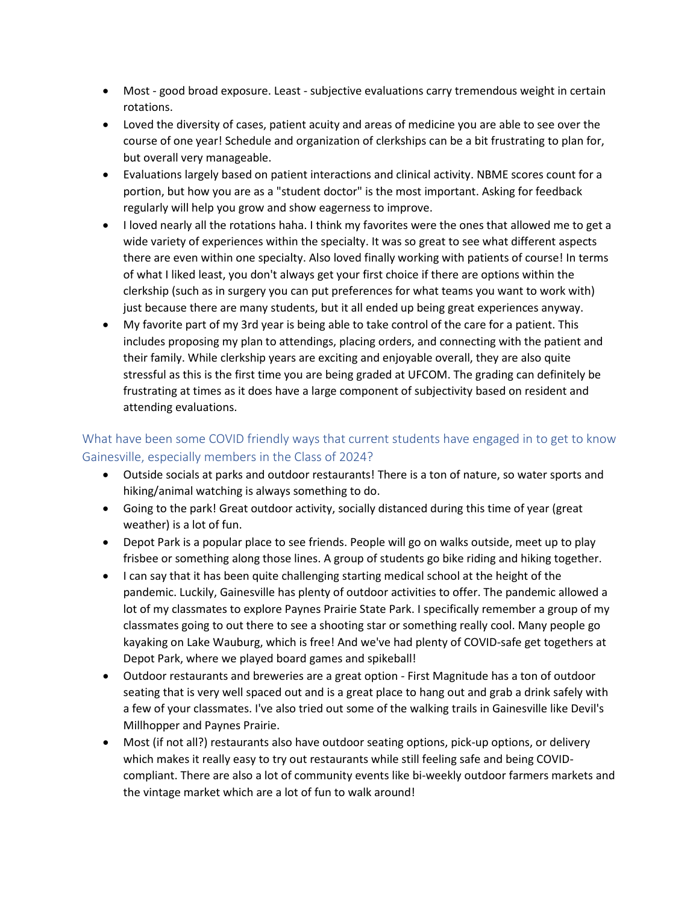- Most - good broad exposure. Least - subjective evaluations carry tremendous weight in certain rotations.
- Loved the diversity of cases, patient acuity and areas of medicine you are able to see over the course of one year! Schedule and organization of clerkships can be a bit frustrating to plan for, but overall very manageable.
- Evaluations largely based on patient interactions and clinical activity. NBME scores count for a portion, but how you are as a "student doctor" is the most important. Asking for feedback regularly will help you grow and show eagerness to improve.
- I loved nearly all the rotations haha. I think my favorites were the ones that allowed me to get a wide variety of experiences within the specialty. It was so great to see what different aspects there are even within one specialty. Also loved finally working with patients of course! In terms of what I liked least, you don't always get your first choice if there are options within the clerkship (such as in surgery you can put preferences for what teams you want to work with) just because there are many students, but it all ended up being great experiences anyway.
- My favorite part of my 3rd year is being able to take control of the care for a patient. This includes proposing my plan to attendings, placing orders, and connecting with the patient and their family. While clerkship years are exciting and enjoyable overall, they are also quite stressful as this is the first time you are being graded at UFCOM. The grading can definitely be frustrating at times as it does have a large component of subjectivity based on resident and attending evaluations.

## What have been some COVID friendly ways that current students have engaged in to get to know Gainesville, especially members in the Class of 2024?

- Outside socials at parks and outdoor restaurants! There is a ton of nature, so water sports and hiking/animal watching is always something to do.
- Going to the park! Great outdoor activity, socially distanced during this time of year (great weather) is a lot of fun.
- Depot Park is a popular place to see friends. People will go on walks outside, meet up to play frisbee or something along those lines. A group of students go bike riding and hiking together.
- I can say that it has been quite challenging starting medical school at the height of the pandemic. Luckily, Gainesville has plenty of outdoor activities to offer. The pandemic allowed a lot of my classmates to explore Paynes Prairie State Park. I specifically remember a group of my classmates going to out there to see a shooting star or something really cool. Many people go kayaking on Lake Wauburg, which is free! And we've had plenty of COVID-safe get togethers at Depot Park, where we played board games and spikeball!
- Outdoor restaurants and breweries are a great option - First Magnitude has a ton of outdoor seating that is very well spaced out and is a great place to hang out and grab a drink safely with a few of your classmates. I've also tried out some of the walking trails in Gainesville like Devil's Millhopper and Paynes Prairie.
- Most (if not all?) restaurants also have outdoor seating options, pick-up options, or delivery which makes it really easy to try out restaurants while still feeling safe and being COVID-compliant. There are also a lot of community events like bi-weekly outdoor farmers markets and the vintage market which are a lot of fun to walk around!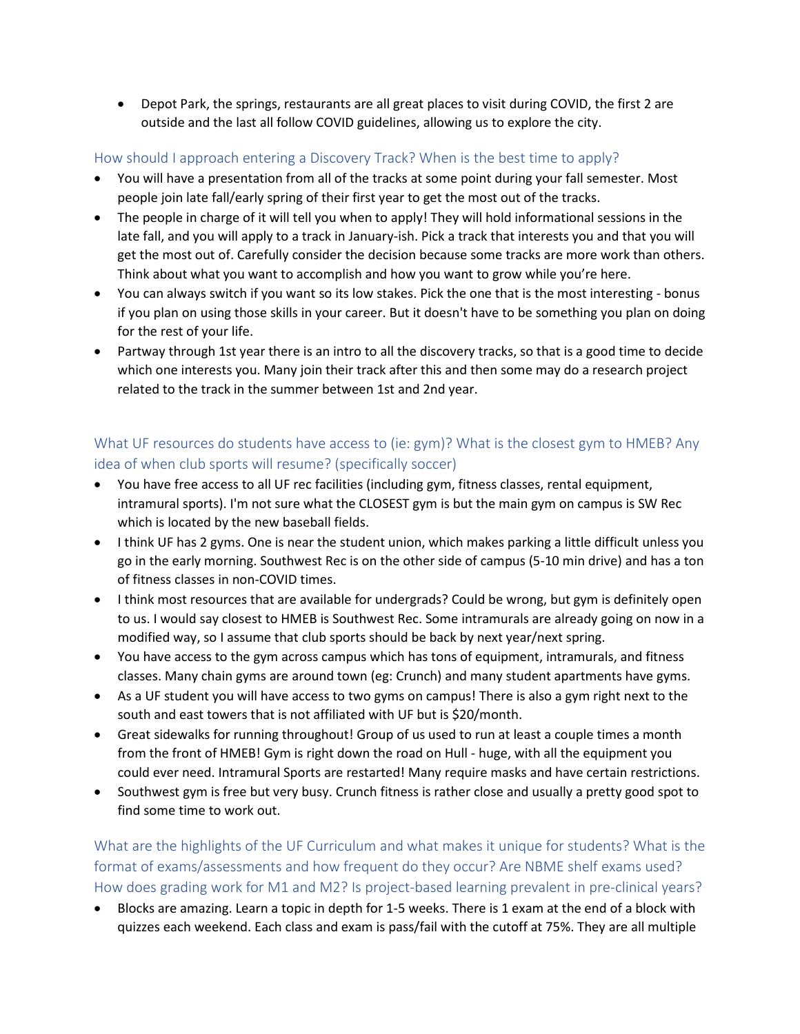- Depot Park, the springs, restaurants are all great places to visit during COVID, the first 2 are outside and the last all follow COVID guidelines, allowing us to explore the city.

### How should I approach entering a Discovery Track? When is the best time to apply?

- You will have a presentation from all of the tracks at some point during your fall semester. Most people join late fall/early spring of their first year to get the most out of the tracks.
- The people in charge of it will tell you when to apply! They will hold informational sessions in the late fall, and you will apply to a track in January-ish. Pick a track that interests you and that you will get the most out of. Carefully consider the decision because some tracks are more work than others. Think about what you want to accomplish and how you want to grow while you're here.
- You can always switch if you want so its low stakes. Pick the one that is the most interesting - bonus if you plan on using those skills in your career. But it doesn't have to be something you plan on doing for the rest of your life.
- Partway through 1st year there is an intro to all the discovery tracks, so that is a good time to decide which one interests you. Many join their track after this and then some may do a research project related to the track in the summer between 1st and 2nd year.

### What UF resources do students have access to (ie: gym)? What is the closest gym to HMEB? Any idea of when club sports will resume? (specifically soccer)

- You have free access to all UF rec facilities (including gym, fitness classes, rental equipment, intramural sports). I'm not sure what the CLOSEST gym is but the main gym on campus is SW Rec which is located by the new baseball fields.
- I think UF has 2 gyms. One is near the student union, which makes parking a little difficult unless you go in the early morning. Southwest Rec is on the other side of campus (5-10 min drive) and has a ton of fitness classes in non-COVID times.
- I think most resources that are available for undergrads? Could be wrong, but gym is definitely open to us. I would say closest to HMEB is Southwest Rec. Some intramurals are already going on now in a modified way, so I assume that club sports should be back by next year/next spring.
- You have access to the gym across campus which has tons of equipment, intramurals, and fitness classes. Many chain gyms are around town (eg: Crunch) and many student apartments have gyms.
- As a UF student you will have access to two gyms on campus! There is also a gym right next to the south and east towers that is not affiliated with UF but is $20/month.
- Great sidewalks for running throughout! Group of us used to run at least a couple times a month from the front of HMEB! Gym is right down the road on Hull - huge, with all the equipment you could ever need. Intramural Sports are restarted! Many require masks and have certain restrictions.
- Southwest gym is free but very busy. Crunch fitness is rather close and usually a pretty good spot to find some time to work out.

### What are the highlights of the UF Curriculum and what makes it unique for students? What is the format of exams/assessments and how frequent do they occur? Are NBME shelf exams used? How does grading work for M1 and M2? Is project-based learning prevalent in pre-clinical years?

- Blocks are amazing. Learn a topic in depth for 1-5 weeks. There is 1 exam at the end of a block with quizzes each weekend. Each class and exam is pass/fail with the cutoff at 75%. They are all multiple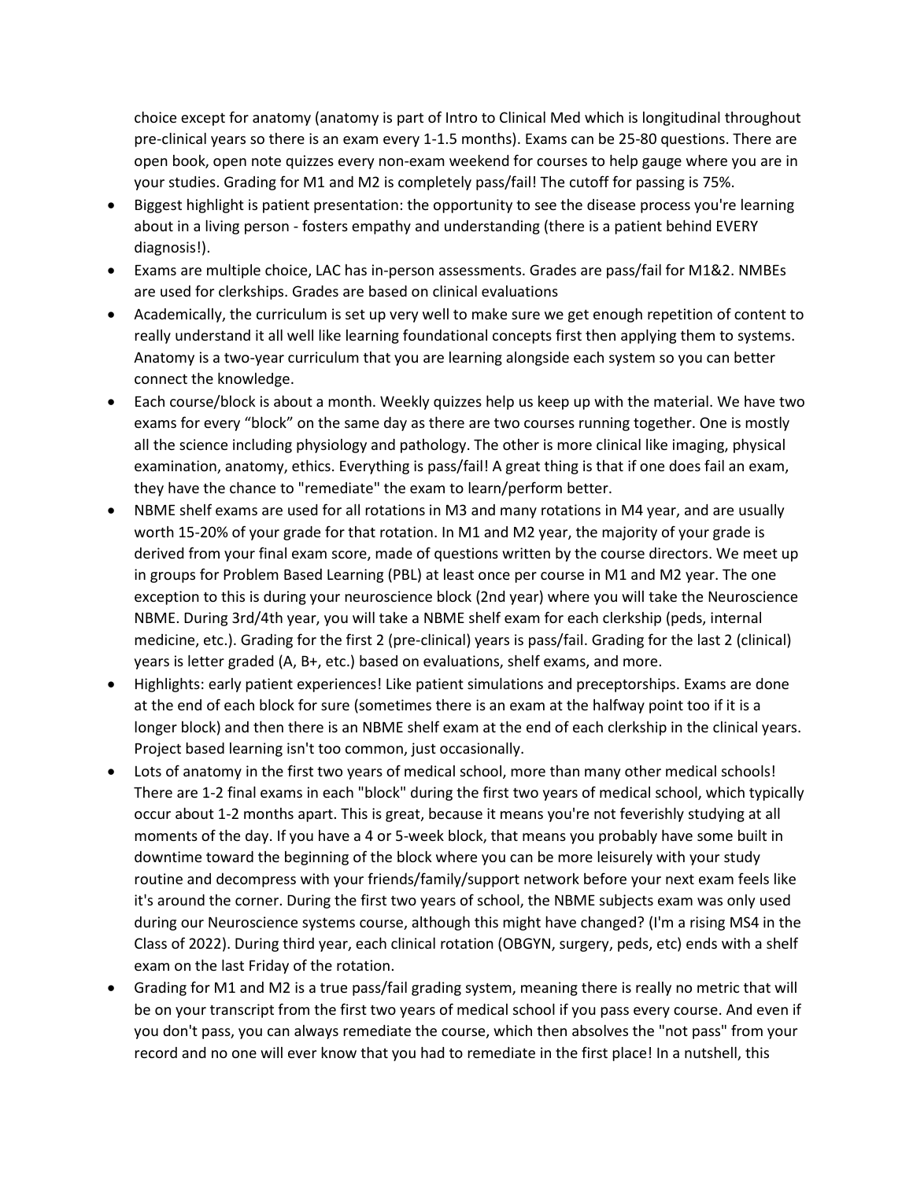choice except for anatomy (anatomy is part of Intro to Clinical Med which is longitudinal throughout pre-clinical years so there is an exam every 1-1.5 months). Exams can be 25-80 questions. There are open book, open note quizzes every non-exam weekend for courses to help gauge where you are in your studies. Grading for M1 and M2 is completely pass/fail! The cutoff for passing is 75%.

- Biggest highlight is patient presentation: the opportunity to see the disease process you're learning about in a living person - fosters empathy and understanding (there is a patient behind EVERY diagnosis!).
- Exams are multiple choice, LAC has in-person assessments. Grades are pass/fail for M1&2. NMBEs are used for clerkships. Grades are based on clinical evaluations
- Academically, the curriculum is set up very well to make sure we get enough repetition of content to really understand it all well like learning foundational concepts first then applying them to systems. Anatomy is a two-year curriculum that you are learning alongside each system so you can better connect the knowledge.
- Each course/block is about a month. Weekly quizzes help us keep up with the material. We have two exams for every "block" on the same day as there are two courses running together. One is mostly all the science including physiology and pathology. The other is more clinical like imaging, physical examination, anatomy, ethics. Everything is pass/fail! A great thing is that if one does fail an exam, they have the chance to "remediate" the exam to learn/perform better.
- NBME shelf exams are used for all rotations in M3 and many rotations in M4 year, and are usually worth 15-20% of your grade for that rotation. In M1 and M2 year, the majority of your grade is derived from your final exam score, made of questions written by the course directors. We meet up in groups for Problem Based Learning (PBL) at least once per course in M1 and M2 year. The one exception to this is during your neuroscience block (2nd year) where you will take the Neuroscience NBME. During 3rd/4th year, you will take a NBME shelf exam for each clerkship (peds, internal medicine, etc.). Grading for the first 2 (pre-clinical) years is pass/fail. Grading for the last 2 (clinical) years is letter graded (A, B+, etc.) based on evaluations, shelf exams, and more.
- Highlights: early patient experiences! Like patient simulations and preceptorships. Exams are done at the end of each block for sure (sometimes there is an exam at the halfway point too if it is a longer block) and then there is an NBME shelf exam at the end of each clerkship in the clinical years. Project based learning isn't too common, just occasionally.
- Lots of anatomy in the first two years of medical school, more than many other medical schools! There are 1-2 final exams in each "block" during the first two years of medical school, which typically occur about 1-2 months apart. This is great, because it means you're not feverishly studying at all moments of the day. If you have a 4 or 5-week block, that means you probably have some built in downtime toward the beginning of the block where you can be more leisurely with your study routine and decompress with your friends/family/support network before your next exam feels like it's around the corner. During the first two years of school, the NBME subjects exam was only used during our Neuroscience systems course, although this might have changed? (I'm a rising MS4 in the Class of 2022). During third year, each clinical rotation (OBGYN, surgery, peds, etc) ends with a shelf exam on the last Friday of the rotation.
- Grading for M1 and M2 is a true pass/fail grading system, meaning there is really no metric that will be on your transcript from the first two years of medical school if you pass every course. And even if you don't pass, you can always remediate the course, which then absolves the "not pass" from your record and no one will ever know that you had to remediate in the first place! In a nutshell, this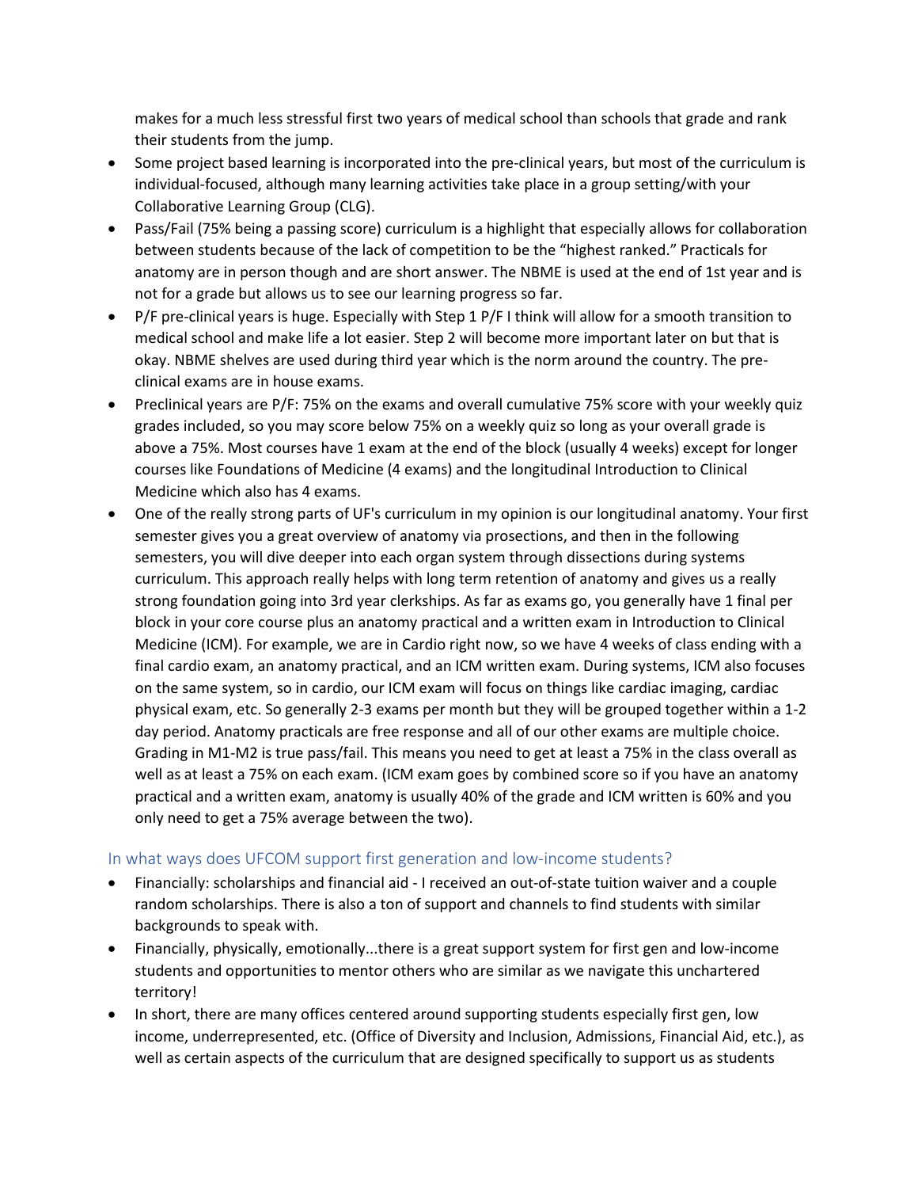makes for a much less stressful first two years of medical school than schools that grade and rank their students from the jump.

- Some project based learning is incorporated into the pre-clinical years, but most of the curriculum is individual-focused, although many learning activities take place in a group setting/with your Collaborative Learning Group (CLG).
- Pass/Fail (75% being a passing score) curriculum is a highlight that especially allows for collaboration between students because of the lack of competition to be the "highest ranked." Practicals for anatomy are in person though and are short answer. The NBME is used at the end of 1st year and is not for a grade but allows us to see our learning progress so far.
- P/F pre-clinical years is huge. Especially with Step 1 P/F I think will allow for a smooth transition to medical school and make life a lot easier. Step 2 will become more important later on but that is okay. NBME shelves are used during third year which is the norm around the country. The pre-clinical exams are in house exams.
- Preclinical years are P/F: 75% on the exams and overall cumulative 75% score with your weekly quiz grades included, so you may score below 75% on a weekly quiz so long as your overall grade is above a 75%. Most courses have 1 exam at the end of the block (usually 4 weeks) except for longer courses like Foundations of Medicine (4 exams) and the longitudinal Introduction to Clinical Medicine which also has 4 exams.
- One of the really strong parts of UF's curriculum in my opinion is our longitudinal anatomy. Your first semester gives you a great overview of anatomy via prosections, and then in the following semesters, you will dive deeper into each organ system through dissections during systems curriculum. This approach really helps with long term retention of anatomy and gives us a really strong foundation going into 3rd year clerkships. As far as exams go, you generally have 1 final per block in your core course plus an anatomy practical and a written exam in Introduction to Clinical Medicine (ICM). For example, we are in Cardio right now, so we have 4 weeks of class ending with a final cardio exam, an anatomy practical, and an ICM written exam. During systems, ICM also focuses on the same system, so in cardio, our ICM exam will focus on things like cardiac imaging, cardiac physical exam, etc. So generally 2-3 exams per month but they will be grouped together within a 1-2 day period. Anatomy practicals are free response and all of our other exams are multiple choice. Grading in M1-M2 is true pass/fail. This means you need to get at least a 75% in the class overall as well as at least a 75% on each exam. (ICM exam goes by combined score so if you have an anatomy practical and a written exam, anatomy is usually 40% of the grade and ICM written is 60% and you only need to get a 75% average between the two).

## In what ways does UFCOM support first generation and low-income students?

- Financially: scholarships and financial aid - I received an out-of-state tuition waiver and a couple random scholarships. There is also a ton of support and channels to find students with similar backgrounds to speak with.
- Financially, physically, emotionally...there is a great support system for first gen and low-income students and opportunities to mentor others who are similar as we navigate this unchartered territory!
- In short, there are many offices centered around supporting students especially first gen, low income, underrepresented, etc. (Office of Diversity and Inclusion, Admissions, Financial Aid, etc.), as well as certain aspects of the curriculum that are designed specifically to support us as students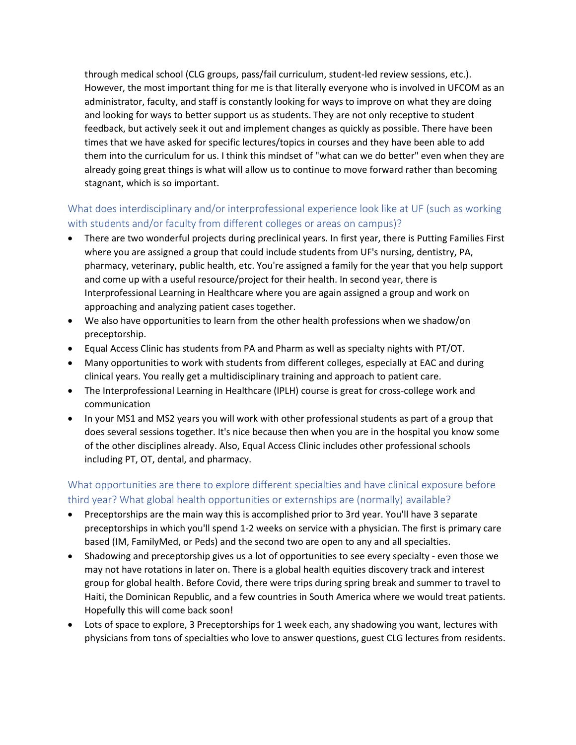through medical school (CLG groups, pass/fail curriculum, student-led review sessions, etc.). However, the most important thing for me is that literally everyone who is involved in UFCOM as an administrator, faculty, and staff is constantly looking for ways to improve on what they are doing and looking for ways to better support us as students. They are not only receptive to student feedback, but actively seek it out and implement changes as quickly as possible. There have been times that we have asked for specific lectures/topics in courses and they have been able to add them into the curriculum for us. I think this mindset of "what can we do better" even when they are already going great things is what will allow us to continue to move forward rather than becoming stagnant, which is so important.

## What does interdisciplinary and/or interprofessional experience look like at UF (such as working with students and/or faculty from different colleges or areas on campus)?

- There are two wonderful projects during preclinical years. In first year, there is Putting Families First where you are assigned a group that could include students from UF's nursing, dentistry, PA, pharmacy, veterinary, public health, etc. You're assigned a family for the year that you help support and come up with a useful resource/project for their health. In second year, there is Interprofessional Learning in Healthcare where you are again assigned a group and work on approaching and analyzing patient cases together.
- We also have opportunities to learn from the other health professions when we shadow/on preceptorship.
- Equal Access Clinic has students from PA and Pharm as well as specialty nights with PT/OT.
- Many opportunities to work with students from different colleges, especially at EAC and during clinical years. You really get a multidisciplinary training and approach to patient care.
- The Interprofessional Learning in Healthcare (IPLH) course is great for cross-college work and communication
- In your MS1 and MS2 years you will work with other professional students as part of a group that does several sessions together. It's nice because then when you are in the hospital you know some of the other disciplines already. Also, Equal Access Clinic includes other professional schools including PT, OT, dental, and pharmacy.

## What opportunities are there to explore different specialties and have clinical exposure before third year? What global health opportunities or externships are (normally) available?

- Preceptorships are the main way this is accomplished prior to 3rd year. You'll have 3 separate preceptorships in which you'll spend 1-2 weeks on service with a physician. The first is primary care based (IM, FamilyMed, or Peds) and the second two are open to any and all specialties.
- Shadowing and preceptorship gives us a lot of opportunities to see every specialty - even those we may not have rotations in later on. There is a global health equities discovery track and interest group for global health. Before Covid, there were trips during spring break and summer to travel to Haiti, the Dominican Republic, and a few countries in South America where we would treat patients. Hopefully this will come back soon!
- Lots of space to explore, 3 Preceptorships for 1 week each, any shadowing you want, lectures with physicians from tons of specialties who love to answer questions, guest CLG lectures from residents.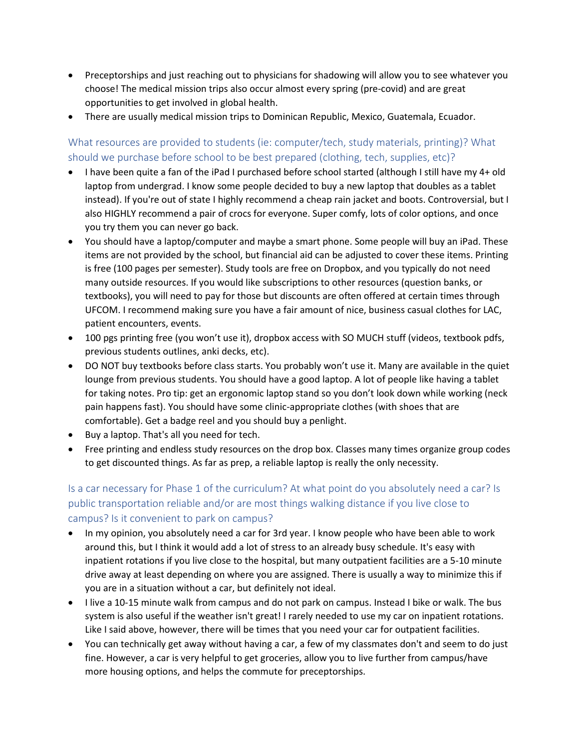- Preceptorships and just reaching out to physicians for shadowing will allow you to see whatever you choose! The medical mission trips also occur almost every spring (pre-covid) and are great opportunities to get involved in global health.
- There are usually medical mission trips to Dominican Republic, Mexico, Guatemala, Ecuador.

### What resources are provided to students (ie: computer/tech, study materials, printing)? What should we purchase before school to be best prepared (clothing, tech, supplies, etc)?

- I have been quite a fan of the iPad I purchased before school started (although I still have my 4+ old laptop from undergrad. I know some people decided to buy a new laptop that doubles as a tablet instead). If you're out of state I highly recommend a cheap rain jacket and boots. Controversial, but I also HIGHLY recommend a pair of crocs for everyone. Super comfy, lots of color options, and once you try them you can never go back.
- You should have a laptop/computer and maybe a smart phone. Some people will buy an iPad. These items are not provided by the school, but financial aid can be adjusted to cover these items. Printing is free (100 pages per semester). Study tools are free on Dropbox, and you typically do not need many outside resources. If you would like subscriptions to other resources (question banks, or textbooks), you will need to pay for those but discounts are often offered at certain times through UFCOM. I recommend making sure you have a fair amount of nice, business casual clothes for LAC, patient encounters, events.
- 100 pgs printing free (you won't use it), dropbox access with SO MUCH stuff (videos, textbook pdfs, previous students outlines, anki decks, etc).
- DO NOT buy textbooks before class starts. You probably won't use it. Many are available in the quiet lounge from previous students. You should have a good laptop. A lot of people like having a tablet for taking notes. Pro tip: get an ergonomic laptop stand so you don't look down while working (neck pain happens fast). You should have some clinic-appropriate clothes (with shoes that are comfortable). Get a badge reel and you should buy a penlight.
- Buy a laptop. That's all you need for tech.
- Free printing and endless study resources on the drop box. Classes many times organize group codes to get discounted things. As far as prep, a reliable laptop is really the only necessity.

### Is a car necessary for Phase 1 of the curriculum? At what point do you absolutely need a car? Is public transportation reliable and/or are most things walking distance if you live close to campus? Is it convenient to park on campus?

- In my opinion, you absolutely need a car for 3rd year. I know people who have been able to work around this, but I think it would add a lot of stress to an already busy schedule. It's easy with inpatient rotations if you live close to the hospital, but many outpatient facilities are a 5-10 minute drive away at least depending on where you are assigned. There is usually a way to minimize this if you are in a situation without a car, but definitely not ideal.
- I live a 10-15 minute walk from campus and do not park on campus. Instead I bike or walk. The bus system is also useful if the weather isn't great! I rarely needed to use my car on inpatient rotations. Like I said above, however, there will be times that you need your car for outpatient facilities.
- You can technically get away without having a car, a few of my classmates don't and seem to do just fine. However, a car is very helpful to get groceries, allow you to live further from campus/have more housing options, and helps the commute for preceptorships.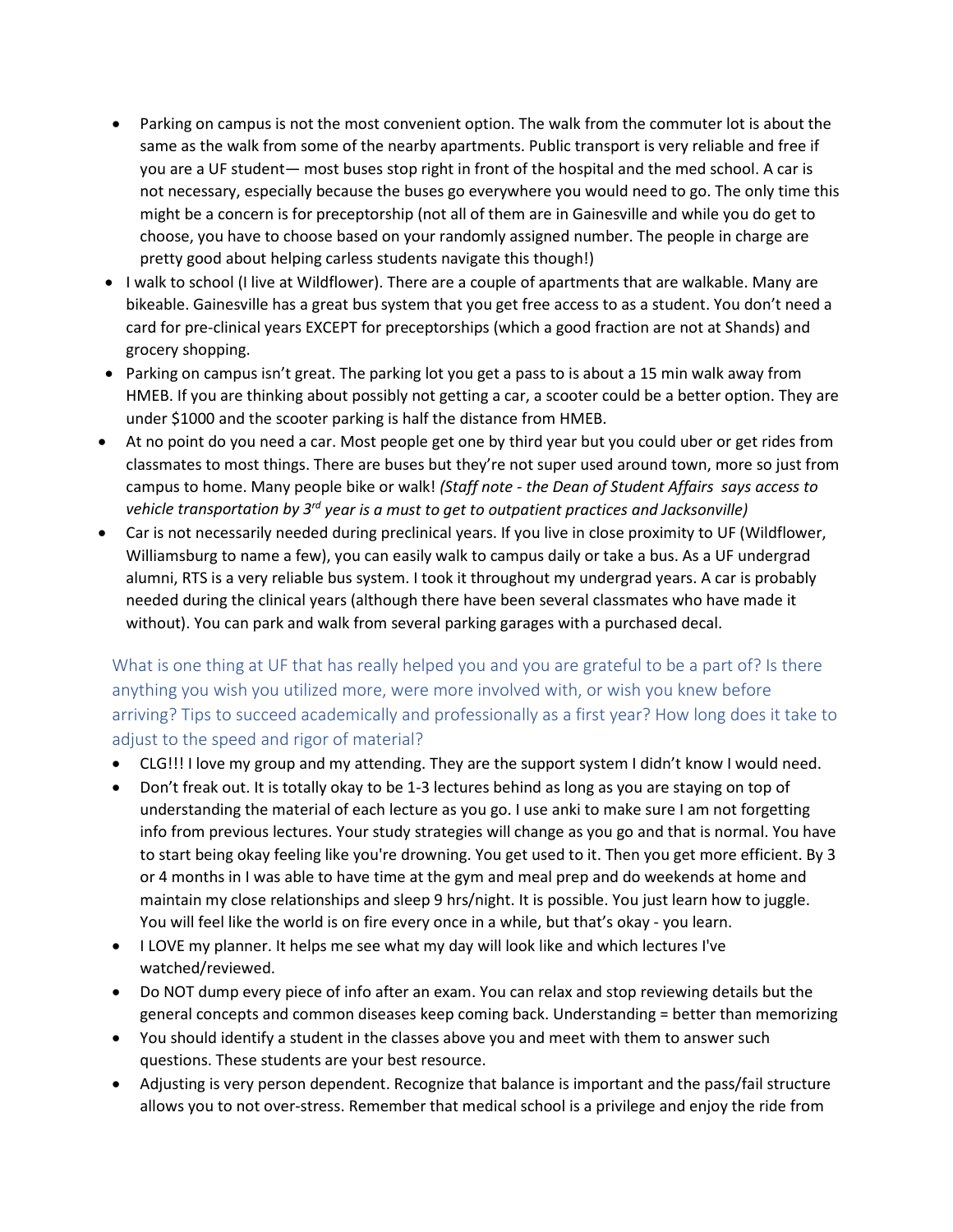- Parking on campus is not the most convenient option. The walk from the commuter lot is about the same as the walk from some of the nearby apartments. Public transport is very reliable and free if you are a UF student— most buses stop right in front of the hospital and the med school. A car is not necessary, especially because the buses go everywhere you would need to go. The only time this might be a concern is for preceptorship (not all of them are in Gainesville and while you do get to choose, you have to choose based on your randomly assigned number. The people in charge are pretty good about helping carless students navigate this though!)
- I walk to school (I live at Wildflower). There are a couple of apartments that are walkable. Many are bikeable. Gainesville has a great bus system that you get free access to as a student. You don't need a card for pre-clinical years EXCEPT for preceptorships (which a good fraction are not at Shands) and grocery shopping.
- Parking on campus isn't great. The parking lot you get a pass to is about a 15 min walk away from HMEB. If you are thinking about possibly not getting a car, a scooter could be a better option. They are under $1000 and the scooter parking is half the distance from HMEB.
- At no point do you need a car. Most people get one by third year but you could uber or get rides from classmates to most things. There are buses but they're not super used around town, more so just from campus to home. Many people bike or walk! *(Staff note - the Dean of Student Affairs says access to vehicle transportation by 3rd year is a must to get to outpatient practices and Jacksonville)*
- Car is not necessarily needed during preclinical years. If you live in close proximity to UF (Wildflower, Williamsburg to name a few), you can easily walk to campus daily or take a bus. As a UF undergrad alumni, RTS is a very reliable bus system. I took it throughout my undergrad years. A car is probably needed during the clinical years (although there have been several classmates who have made it without). You can park and walk from several parking garages with a purchased decal.

### What is one thing at UF that has really helped you and you are grateful to be a part of? Is there anything you wish you utilized more, were more involved with, or wish you knew before arriving? Tips to succeed academically and professionally as a first year? How long does it take to adjust to the speed and rigor of material?

- CLG!!! I love my group and my attending. They are the support system I didn't know I would need.
- Don't freak out. It is totally okay to be 1-3 lectures behind as long as you are staying on top of understanding the material of each lecture as you go. I use anki to make sure I am not forgetting info from previous lectures. Your study strategies will change as you go and that is normal. You have to start being okay feeling like you're drowning. You get used to it. Then you get more efficient. By 3 or 4 months in I was able to have time at the gym and meal prep and do weekends at home and maintain my close relationships and sleep 9 hrs/night. It is possible. You just learn how to juggle. You will feel like the world is on fire every once in a while, but that's okay - you learn.
- I LOVE my planner. It helps me see what my day will look like and which lectures I've watched/reviewed.
- Do NOT dump every piece of info after an exam. You can relax and stop reviewing details but the general concepts and common diseases keep coming back. Understanding = better than memorizing
- You should identify a student in the classes above you and meet with them to answer such questions. These students are your best resource.
- Adjusting is very person dependent. Recognize that balance is important and the pass/fail structure allows you to not over-stress. Remember that medical school is a privilege and enjoy the ride from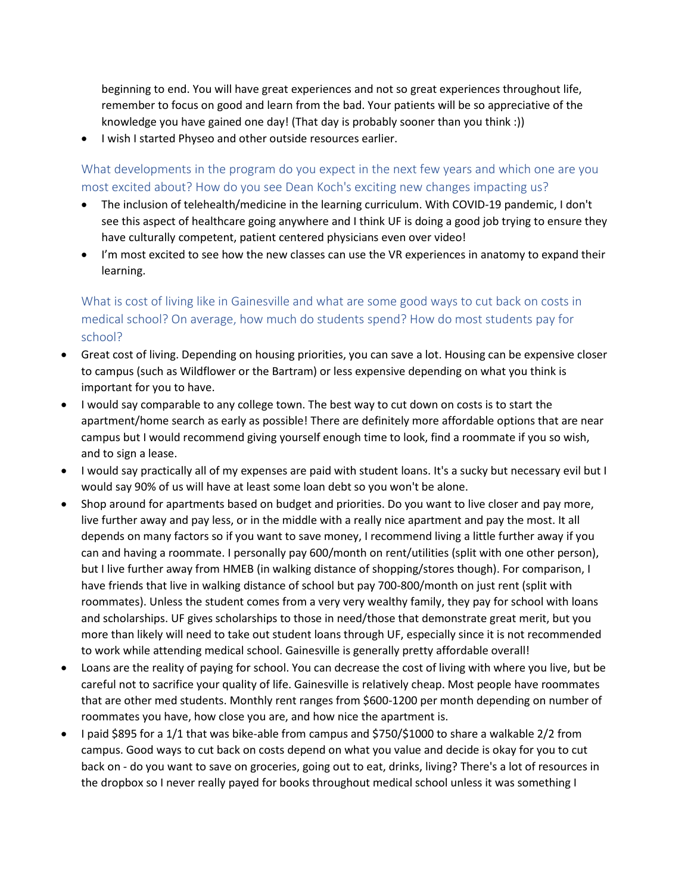beginning to end. You will have great experiences and not so great experiences throughout life, remember to focus on good and learn from the bad. Your patients will be so appreciative of the knowledge you have gained one day! (That day is probably sooner than you think :))

- I wish I started Physeo and other outside resources earlier.

### What developments in the program do you expect in the next few years and which one are you most excited about? How do you see Dean Koch's exciting new changes impacting us?

- The inclusion of telehealth/medicine in the learning curriculum. With COVID-19 pandemic, I don't see this aspect of healthcare going anywhere and I think UF is doing a good job trying to ensure they have culturally competent, patient centered physicians even over video!
- I'm most excited to see how the new classes can use the VR experiences in anatomy to expand their learning.

### What is cost of living like in Gainesville and what are some good ways to cut back on costs in medical school? On average, how much do students spend? How do most students pay for school?

- Great cost of living. Depending on housing priorities, you can save a lot. Housing can be expensive closer to campus (such as Wildflower or the Bartram) or less expensive depending on what you think is important for you to have.
- I would say comparable to any college town. The best way to cut down on costs is to start the apartment/home search as early as possible! There are definitely more affordable options that are near campus but I would recommend giving yourself enough time to look, find a roommate if you so wish, and to sign a lease.
- I would say practically all of my expenses are paid with student loans. It's a sucky but necessary evil but I would say 90% of us will have at least some loan debt so you won't be alone.
- Shop around for apartments based on budget and priorities. Do you want to live closer and pay more, live further away and pay less, or in the middle with a really nice apartment and pay the most. It all depends on many factors so if you want to save money, I recommend living a little further away if you can and having a roommate. I personally pay 600/month on rent/utilities (split with one other person), but I live further away from HMEB (in walking distance of shopping/stores though). For comparison, I have friends that live in walking distance of school but pay 700-800/month on just rent (split with roommates). Unless the student comes from a very very wealthy family, they pay for school with loans and scholarships. UF gives scholarships to those in need/those that demonstrate great merit, but you more than likely will need to take out student loans through UF, especially since it is not recommended to work while attending medical school. Gainesville is generally pretty affordable overall!
- Loans are the reality of paying for school. You can decrease the cost of living with where you live, but be careful not to sacrifice your quality of life. Gainesville is relatively cheap. Most people have roommates that are other med students. Monthly rent ranges from $600-1200 per month depending on number of roommates you have, how close you are, and how nice the apartment is.
- I paid $895 for a 1/1 that was bike-able from campus and $750/$1000 to share a walkable 2/2 from campus. Good ways to cut back on costs depend on what you value and decide is okay for you to cut back on - do you want to save on groceries, going out to eat, drinks, living? There's a lot of resources in the dropbox so I never really payed for books throughout medical school unless it was something I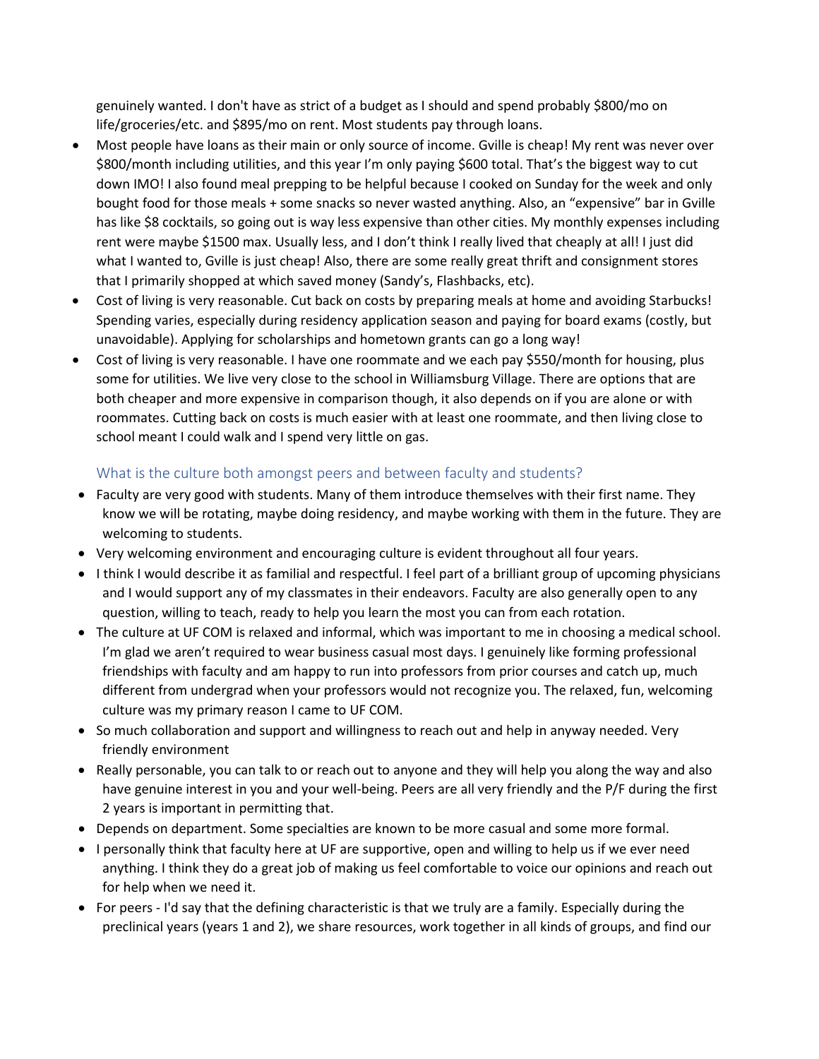genuinely wanted. I don't have as strict of a budget as I should and spend probably $800/mo on life/groceries/etc. and $895/mo on rent. Most students pay through loans.

- Most people have loans as their main or only source of income. Gville is cheap! My rent was never over $800/month including utilities, and this year I'm only paying $600 total. That's the biggest way to cut down IMO! I also found meal prepping to be helpful because I cooked on Sunday for the week and only bought food for those meals + some snacks so never wasted anything. Also, an "expensive" bar in Gville has like $8 cocktails, so going out is way less expensive than other cities. My monthly expenses including rent were maybe $1500 max. Usually less, and I don't think I really lived that cheaply at all! I just did what I wanted to, Gville is just cheap! Also, there are some really great thrift and consignment stores that I primarily shopped at which saved money (Sandy's, Flashbacks, etc).
- Cost of living is very reasonable. Cut back on costs by preparing meals at home and avoiding Starbucks! Spending varies, especially during residency application season and paying for board exams (costly, but unavoidable). Applying for scholarships and hometown grants can go a long way!
- Cost of living is very reasonable. I have one roommate and we each pay $550/month for housing, plus some for utilities. We live very close to the school in Williamsburg Village. There are options that are both cheaper and more expensive in comparison though, it also depends on if you are alone or with roommates. Cutting back on costs is much easier with at least one roommate, and then living close to school meant I could walk and I spend very little on gas.

### What is the culture both amongst peers and between faculty and students?

- Faculty are very good with students. Many of them introduce themselves with their first name. They know we will be rotating, maybe doing residency, and maybe working with them in the future. They are welcoming to students.
- Very welcoming environment and encouraging culture is evident throughout all four years.
- I think I would describe it as familial and respectful. I feel part of a brilliant group of upcoming physicians and I would support any of my classmates in their endeavors. Faculty are also generally open to any question, willing to teach, ready to help you learn the most you can from each rotation.
- The culture at UF COM is relaxed and informal, which was important to me in choosing a medical school. I'm glad we aren't required to wear business casual most days. I genuinely like forming professional friendships with faculty and am happy to run into professors from prior courses and catch up, much different from undergrad when your professors would not recognize you. The relaxed, fun, welcoming culture was my primary reason I came to UF COM.
- So much collaboration and support and willingness to reach out and help in anyway needed. Very friendly environment
- Really personable, you can talk to or reach out to anyone and they will help you along the way and also have genuine interest in you and your well-being. Peers are all very friendly and the P/F during the first 2 years is important in permitting that.
- Depends on department. Some specialties are known to be more casual and some more formal.
- I personally think that faculty here at UF are supportive, open and willing to help us if we ever need anything. I think they do a great job of making us feel comfortable to voice our opinions and reach out for help when we need it.
- For peers - I'd say that the defining characteristic is that we truly are a family. Especially during the preclinical years (years 1 and 2), we share resources, work together in all kinds of groups, and find our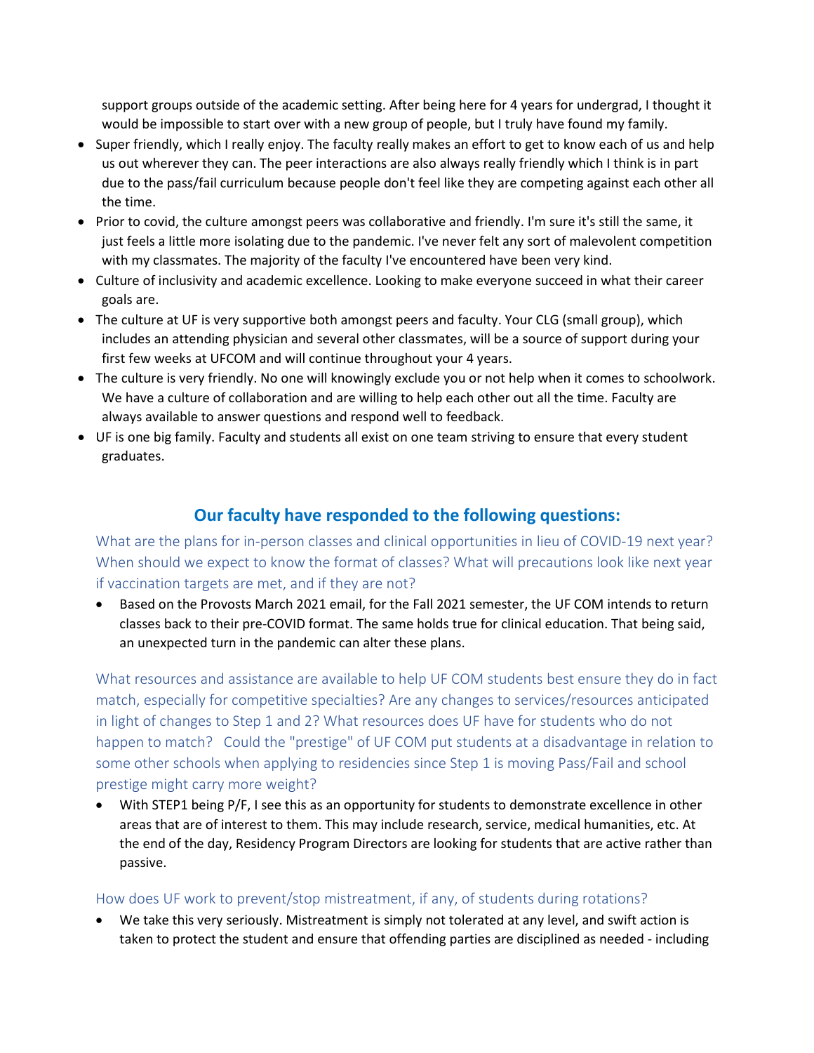support groups outside of the academic setting. After being here for 4 years for undergrad, I thought it would be impossible to start over with a new group of people, but I truly have found my family.

- Super friendly, which I really enjoy. The faculty really makes an effort to get to know each of us and help us out wherever they can. The peer interactions are also always really friendly which I think is in part due to the pass/fail curriculum because people don't feel like they are competing against each other all the time.
- Prior to covid, the culture amongst peers was collaborative and friendly. I'm sure it's still the same, it just feels a little more isolating due to the pandemic. I've never felt any sort of malevolent competition with my classmates. The majority of the faculty I've encountered have been very kind.
- Culture of inclusivity and academic excellence. Looking to make everyone succeed in what their career goals are.
- The culture at UF is very supportive both amongst peers and faculty. Your CLG (small group), which includes an attending physician and several other classmates, will be a source of support during your first few weeks at UFCOM and will continue throughout your 4 years.
- The culture is very friendly. No one will knowingly exclude you or not help when it comes to schoolwork. We have a culture of collaboration and are willing to help each other out all the time. Faculty are always available to answer questions and respond well to feedback.
- UF is one big family. Faculty and students all exist on one team striving to ensure that every student graduates.

## Our faculty have responded to the following questions:

### What are the plans for in-person classes and clinical opportunities in lieu of COVID-19 next year? When should we expect to know the format of classes? What will precautions look like next year if vaccination targets are met, and if they are not?

- Based on the Provosts March 2021 email, for the Fall 2021 semester, the UF COM intends to return classes back to their pre-COVID format. The same holds true for clinical education. That being said, an unexpected turn in the pandemic can alter these plans.

### What resources and assistance are available to help UF COM students best ensure they do in fact match, especially for competitive specialties? Are any changes to services/resources anticipated in light of changes to Step 1 and 2? What resources does UF have for students who do not happen to match? Could the "prestige" of UF COM put students at a disadvantage in relation to some other schools when applying to residencies since Step 1 is moving Pass/Fail and school prestige might carry more weight?

- With STEP1 being P/F, I see this as an opportunity for students to demonstrate excellence in other areas that are of interest to them. This may include research, service, medical humanities, etc. At the end of the day, Residency Program Directors are looking for students that are active rather than passive.

### How does UF work to prevent/stop mistreatment, if any, of students during rotations?

- We take this very seriously. Mistreatment is simply not tolerated at any level, and swift action is taken to protect the student and ensure that offending parties are disciplined as needed - including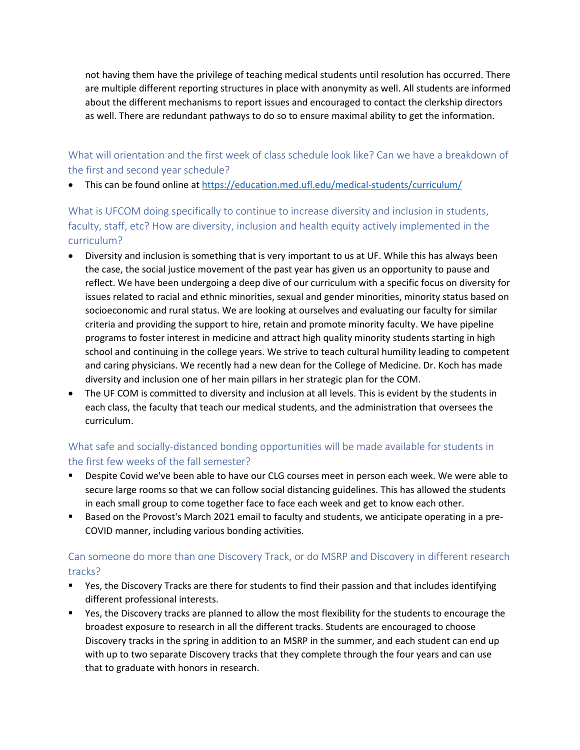not having them have the privilege of teaching medical students until resolution has occurred. There are multiple different reporting structures in place with anonymity as well. All students are informed about the different mechanisms to report issues and encouraged to contact the clerkship directors as well. There are redundant pathways to do so to ensure maximal ability to get the information.

## What will orientation and the first week of class schedule look like? Can we have a breakdown of the first and second year schedule?

- This can be found online at https://education.med.ufl.edu/medical-students/curriculum/

## What is UFCOM doing specifically to continue to increase diversity and inclusion in students, faculty, staff, etc? How are diversity, inclusion and health equity actively implemented in the curriculum?

- Diversity and inclusion is something that is very important to us at UF. While this has always been the case, the social justice movement of the past year has given us an opportunity to pause and reflect. We have been undergoing a deep dive of our curriculum with a specific focus on diversity for issues related to racial and ethnic minorities, sexual and gender minorities, minority status based on socioeconomic and rural status. We are looking at ourselves and evaluating our faculty for similar criteria and providing the support to hire, retain and promote minority faculty. We have pipeline programs to foster interest in medicine and attract high quality minority students starting in high school and continuing in the college years. We strive to teach cultural humility leading to competent and caring physicians. We recently had a new dean for the College of Medicine. Dr. Koch has made diversity and inclusion one of her main pillars in her strategic plan for the COM.
- The UF COM is committed to diversity and inclusion at all levels. This is evident by the students in each class, the faculty that teach our medical students, and the administration that oversees the curriculum.

## What safe and socially-distanced bonding opportunities will be made available for students in the first few weeks of the fall semester?

- Despite Covid we've been able to have our CLG courses meet in person each week. We were able to secure large rooms so that we can follow social distancing guidelines. This has allowed the students in each small group to come together face to face each week and get to know each other.
- Based on the Provost's March 2021 email to faculty and students, we anticipate operating in a pre-COVID manner, including various bonding activities.

## Can someone do more than one Discovery Track, or do MSRP and Discovery in different research tracks?

- Yes, the Discovery Tracks are there for students to find their passion and that includes identifying different professional interests.
- Yes, the Discovery tracks are planned to allow the most flexibility for the students to encourage the broadest exposure to research in all the different tracks. Students are encouraged to choose Discovery tracks in the spring in addition to an MSRP in the summer, and each student can end up with up to two separate Discovery tracks that they complete through the four years and can use that to graduate with honors in research.